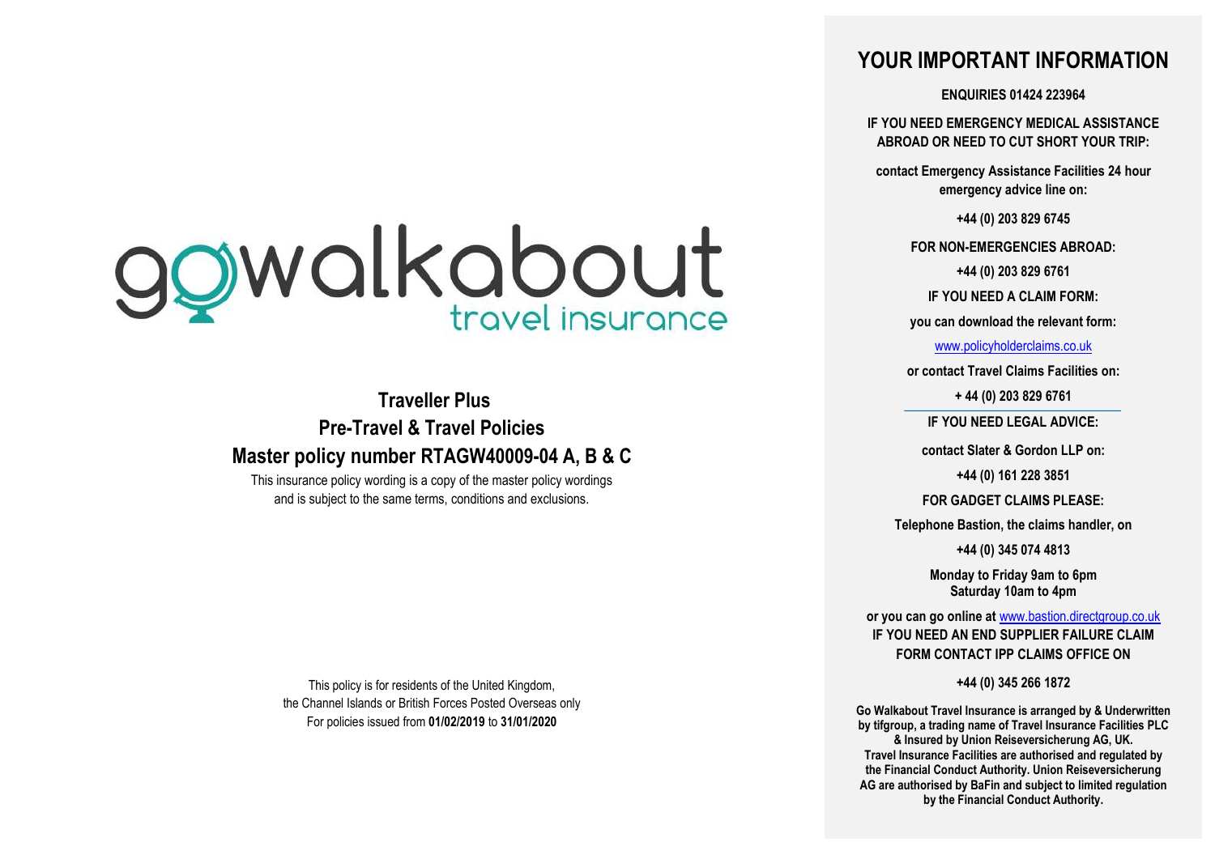gowalkabout travel insurance

# Traveller Plus

## Pre-Travel & Travel Policies

## Master policy number RTAGW40009-04 A, B & C

This insurance policy wording is a copy of the master policy wordings and is subject to the same terms, conditions and exclusions.

This policy is for residents of the United Kingdom, the Channel Islands or British Forces Posted Overseas only

For policies issued from **01/02/2019** to **31/01/2020**

# YOUR IMPORTANT INFORMATION

**ENQUIRIES 01424 223964**

**IF YOU NEED EMERGENCY MEDICAL ASSISTANCE ABROAD OR NEED TO CUT SHORT YOUR TRIP:**

**contact Emergency Assistance Facilities 24 hour emergency advice line on:**

**+44 (0) 203 829 6745**

**FOR NON-EMERGENCIES ABROAD:**

**+44 (0) 203 829 6761**

**IF YOU NEED A CLAIM FORM:**

**you can download the relevant form:**

www.policyholderclaims.co.uk

**or contact Travel Claims Facilities on:**

**+ 44 (0) 203 829 6761**

**IF YOU NEED LEGAL ADVICE:**

**contact Slater & Gordon LLP on:**

**+44 (0) 161 228 3851**

**FOR GADGET CLAIMS PLEASE:**

**Telephone Bastion, the claims handler, on**

**+44 (0) 345 074 4813**

**Monday to Friday 9am to 6pm**
**Saturday 10am to 4pm**

**or you can go online at** www.bastion.directgroup.co.uk

**IF YOU NEED AN END SUPPLIER FAILURE CLAIM FORM CONTACT IPP CLAIMS OFFICE ON**

**+44 (0) 345 266 1872**

**Go Walkabout Travel Insurance is arranged by & Underwritten by tifgroup, a trading name of Travel Insurance Facilities PLC & Insured by Union Reiseversicherung AG, UK. Travel Insurance Facilities are authorised and regulated by the Financial Conduct Authority. Union Reiseversicherung AG are authorised by BaFin and subject to limited regulation by the Financial Conduct Authority.**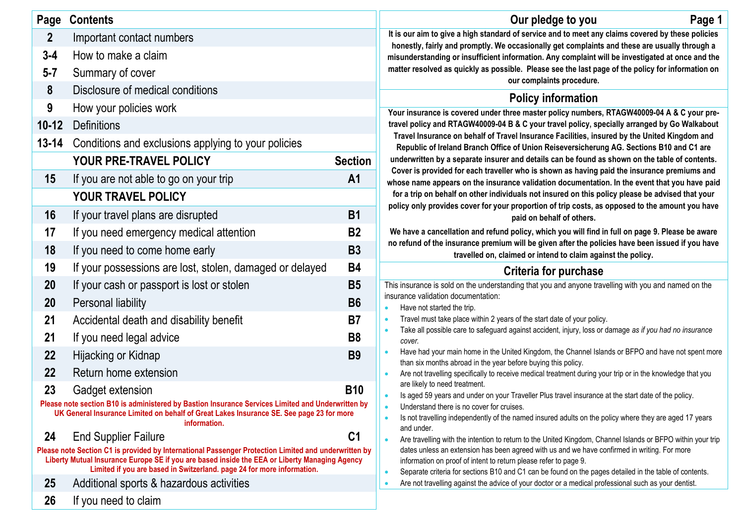| Page | Contents | Section |
|---|---|---|
| 2 | Important contact numbers | |
| 3-4 | How to make a claim | |
| 5-7 | Summary of cover | |
| 8 | Disclosure of medical conditions | |
| 9 | How your policies work | |
| 10-12 | Definitions | |
| 13-14 | Conditions and exclusions applying to your policies | |
| | **YOUR PRE-TRAVEL POLICY** | **Section** |
| 15 | If you are not able to go on your trip | A1 |
| | **YOUR TRAVEL POLICY** | |
| 16 | If your travel plans are disrupted | B1 |
| 17 | If you need emergency medical attention | B2 |
| 18 | If you need to come home early | B3 |
| 19 | If your possessions are lost, stolen, damaged or delayed | B4 |
| 20 | If your cash or passport is lost or stolen | B5 |
| 20 | Personal liability | B6 |
| 21 | Accidental death and disability benefit | B7 |
| 21 | If you need legal advice | B8 |
| 22 | Hijacking or Kidnap | B9 |
| 22 | Return home extension | |
| 23 | Gadget extension | B10 |
| 24 | End Supplier Failure | C1 |
| 25 | Additional sports & hazardous activities | |
| 26 | If you need to claim | |

**Please note section B10 is administered by Bastion Insurance Services Limited and Underwritten by UK General Insurance Limited on behalf of Great Lakes Insurance SE. See page 23 for more information.**

**Please note Section C1 is provided by International Passenger Protection Limited and underwritten by Liberty Mutual Insurance Europe SE if you are based inside the EEA or Liberty Managing Agency Limited if you are based in Switzerland. page 24 for more information.**

## Our pledge to you

**It is our aim to give a high standard of service and to meet any claims covered by these policies honestly, fairly and promptly. We occasionally get complaints and these are usually through a misunderstanding or insufficient information. Any complaint will be investigated at once and the matter resolved as quickly as possible. Please see the last page of the policy for information on our complaints procedure.**

## Policy information

**Your insurance is covered under three master policy numbers, RTAGW40009-04 A & C your pre-travel policy and RTAGW40009-04 B & C your travel policy, specially arranged by Go Walkabout Travel Insurance on behalf of Travel Insurance Facilities, insured by the United Kingdom and Republic of Ireland Branch Office of Union Reiseversicherung AG. Sections B10 and C1 are underwritten by a separate insurer and details can be found as shown on the table of contents. Cover is provided for each traveller who is shown as having paid the insurance premiums and whose name appears on the insurance validation documentation. In the event that you have paid for a trip on behalf on other individuals not insured on this policy please be advised that your policy only provides cover for your proportion of trip costs, as opposed to the amount you have paid on behalf of others.**

**We have a cancellation and refund policy, which you will find in full on page 9. Please be aware no refund of the insurance premium will be given after the policies have been issued if you have travelled on, claimed or intend to claim against the policy.**

## Criteria for purchase

This insurance is sold on the understanding that you and anyone travelling with you and named on the insurance validation documentation:

- Have not started the trip.
- Travel must take place within 2 years of the start date of your policy.
- Take all possible care to safeguard against accident, injury, loss or damage *as if you had no insurance cover.*
- Have had your main home in the United Kingdom, the Channel Islands or BFPO and have not spent more than six months abroad in the year before buying this policy.
- Are not travelling specifically to receive medical treatment during your trip or in the knowledge that you are likely to need treatment.
- Is aged 59 years and under on your Traveller Plus travel insurance at the start date of the policy.
- Understand there is no cover for cruises.
- Is not travelling independently of the named insured adults on the policy where they are aged 17 years and under.
- Are travelling with the intention to return to the United Kingdom, Channel Islands or BFPO within your trip dates unless an extension has been agreed with us and we have confirmed in writing. For more information on proof of intent to return please refer to page 9.
- Separate criteria for sections B10 and C1 can be found on the pages detailed in the table of contents.
- Are not travelling against the advice of your doctor or a medical professional such as your dentist.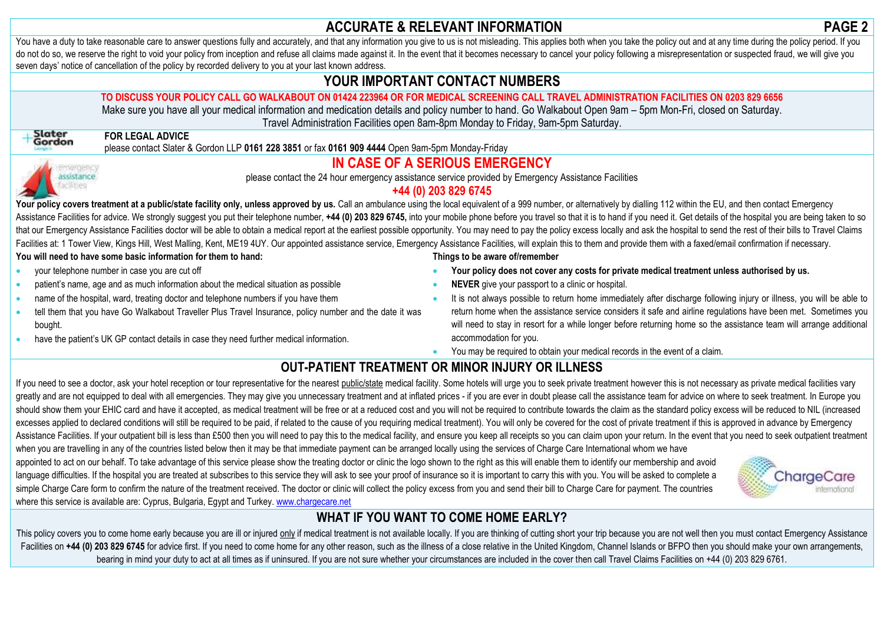## ACCURATE & RELEVANT INFORMATION

You have a duty to take reasonable care to answer questions fully and accurately, and that any information you give to us is not misleading. This applies both when you take the policy out and at any time during the policy period. If you do not do so, we reserve the right to void your policy from inception and refuse all claims made against it. In the event that it becomes necessary to cancel your policy following a misrepresentation or suspected fraud, we will give you seven days' notice of cancellation of the policy by recorded delivery to you at your last known address.

## YOUR IMPORTANT CONTACT NUMBERS

**TO DISCUSS YOUR POLICY CALL GO WALKABOUT ON 01424 223964 OR FOR MEDICAL SCREENING CALL TRAVEL ADMINISTRATION FACILITIES ON 0203 829 6656**

Make sure you have all your medical information and medication details and policy number to hand. Go Walkabout Open 9am – 5pm Mon-Fri, closed on Saturday. Travel Administration Facilities open 8am-8pm Monday to Friday, 9am-5pm Saturday.

**FOR LEGAL ADVICE**

please contact Slater & Gordon LLP **0161 228 3851** or fax **0161 909 4444** Open 9am-5pm Monday-Friday

## IN CASE OF A SERIOUS EMERGENCY

please contact the 24 hour emergency assistance service provided by Emergency Assistance Facilities

**+44 (0) 203 829 6745**

**Your policy covers treatment at a public/state facility only, unless approved by us.** Call an ambulance using the local equivalent of a 999 number, or alternatively by dialling 112 within the EU, and then contact Emergency Assistance Facilities for advice. We strongly suggest you put their telephone number, **+44 (0) 203 829 6745,** into your mobile phone before you travel so that it is to hand if you need it. Get details of the hospital you are being taken to so that our Emergency Assistance Facilities doctor will be able to obtain a medical report at the earliest possible opportunity. You may need to pay the policy excess locally and ask the hospital to send the rest of their bills to Travel Claims Facilities at: 1 Tower View, Kings Hill, West Malling, Kent, ME19 4UY. Our appointed assistance service, Emergency Assistance Facilities, will explain this to them and provide them with a faxed/email confirmation if necessary.

**You will need to have some basic information for them to hand:**

- your telephone number in case you are cut off
- patient's name, age and as much information about the medical situation as possible
- name of the hospital, ward, treating doctor and telephone numbers if you have them
- tell them that you have Go Walkabout Traveller Plus Travel Insurance, policy number and the date it was bought.
- have the patient's UK GP contact details in case they need further medical information.

**Things to be aware of/remember**

- **Your policy does not cover any costs for private medical treatment unless authorised by us.**
- **NEVER** give your passport to a clinic or hospital.
- It is not always possible to return home immediately after discharge following injury or illness, you will be able to return home when the assistance service considers it safe and airline regulations have been met. Sometimes you will need to stay in resort for a while longer before returning home so the assistance team will arrange additional accommodation for you.
- You may be required to obtain your medical records in the event of a claim.

## OUT-PATIENT TREATMENT OR MINOR INJURY OR ILLNESS

If you need to see a doctor, ask your hotel reception or tour representative for the nearest public/state medical facility. Some hotels will urge you to seek private treatment however this is not necessary as private medical facilities vary greatly and are not equipped to deal with all emergencies. They may give you unnecessary treatment and at inflated prices - if you are ever in doubt please call the assistance team for advice on where to seek treatment. In Europe you should show them your EHIC card and have it accepted, as medical treatment will be free or at a reduced cost and you will not be required to contribute towards the claim as the standard policy excess will be reduced to NIL (increased excesses applied to declared conditions will still be required to be paid, if related to the cause of you requiring medical treatment). You will only be covered for the cost of private treatment if this is approved in advance by Emergency Assistance Facilities. If your outpatient bill is less than £500 then you will need to pay this to the medical facility, and ensure you keep all receipts so you can claim upon your return. In the event that you need to seek outpatient treatment when you are travelling in any of the countries listed below then it may be that immediate payment can be arranged locally using the services of Charge Care International whom we have appointed to act on our behalf. To take advantage of this service please show the treating doctor or clinic the logo shown to the right as this will enable them to identify our membership and avoid language difficulties. If the hospital you are treated at subscribes to this service they will ask to see your proof of insurance so it is important to carry this with you. You will be asked to complete a simple Charge Care form to confirm the nature of the treatment received. The doctor or clinic will collect the policy excess from you and send their bill to Charge Care for payment. The countries where this service is available are: Cyprus, Bulgaria, Egypt and Turkey. www.chargecare.net

## WHAT IF YOU WANT TO COME HOME EARLY?

This policy covers you to come home early because you are ill or injured only if medical treatment is not available locally. If you are thinking of cutting short your trip because you are not well then you must contact Emergency Assistance Facilities on **+44 (0) 203 829 6745** for advice first. If you need to come home for any other reason, such as the illness of a close relative in the United Kingdom, Channel Islands or BFPO then you should make your own arrangements, bearing in mind your duty to act at all times as if uninsured. If you are not sure whether your circumstances are included in the cover then call Travel Claims Facilities on +44 (0) 203 829 6761.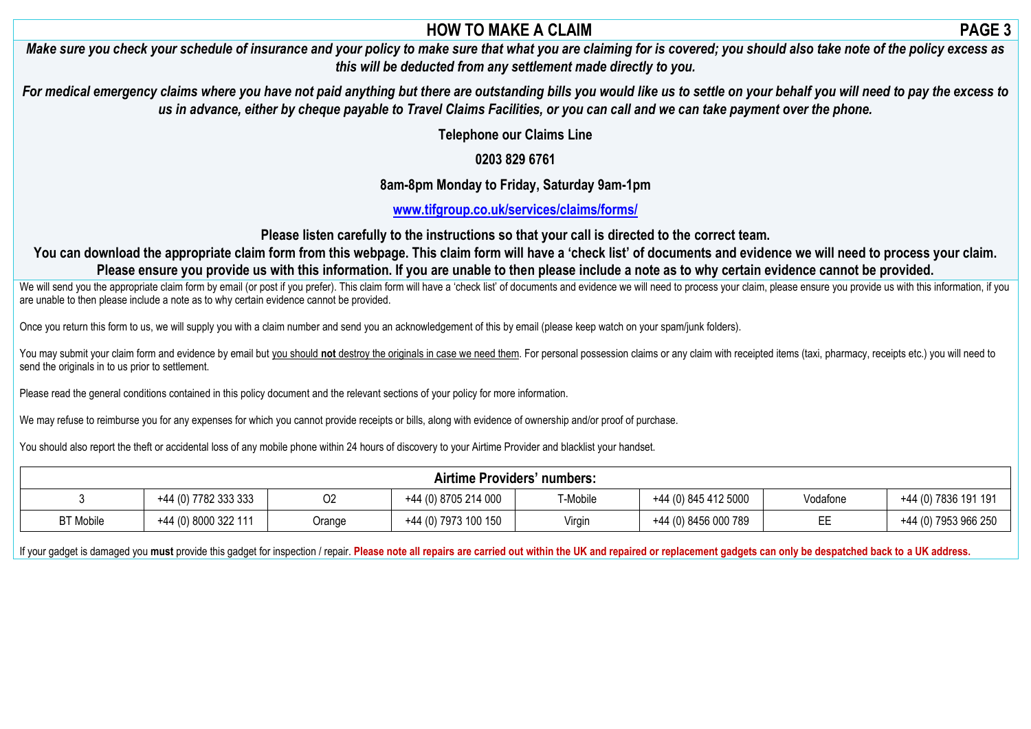## HOW TO MAKE A CLAIM

***Make sure you check your schedule of insurance and your policy to make sure that what you are claiming for is covered; you should also take note of the policy excess as this will be deducted from any settlement made directly to you.***

***For medical emergency claims where you have not paid anything but there are outstanding bills you would like us to settle on your behalf you will need to pay the excess to us in advance, either by cheque payable to Travel Claims Facilities, or you can call and we can take payment over the phone.***

**Telephone our Claims Line**

**0203 829 6761**

**8am-8pm Monday to Friday, Saturday 9am-1pm**

**www.tifgroup.co.uk/services/claims/forms/**

**Please listen carefully to the instructions so that your call is directed to the correct team.**
**You can download the appropriate claim form from this webpage. This claim form will have a 'check list' of documents and evidence we will need to process your claim. Please ensure you provide us with this information. If you are unable to then please include a note as to why certain evidence cannot be provided.**

We will send you the appropriate claim form by email (or post if you prefer). This claim form will have a 'check list' of documents and evidence we will need to process your claim, please ensure you provide us with this information, if you are unable to then please include a note as to why certain evidence cannot be provided.

Once you return this form to us, we will supply you with a claim number and send you an acknowledgement of this by email (please keep watch on your spam/junk folders).

You may submit your claim form and evidence by email but you should **not** destroy the originals in case we need them. For personal possession claims or any claim with receipted items (taxi, pharmacy, receipts etc.) you will need to send the originals in to us prior to settlement.

Please read the general conditions contained in this policy document and the relevant sections of your policy for more information.

We may refuse to reimburse you for any expenses for which you cannot provide receipts or bills, along with evidence of ownership and/or proof of purchase.

You should also report the theft or accidental loss of any mobile phone within 24 hours of discovery to your Airtime Provider and blacklist your handset.

| **Airtime Providers' numbers:** | | | | | | | |
|---|---|---|---|---|---|---|---|
| 3 | +44 (0) 7782 333 333 | O2 | +44 (0) 8705 214 000 | T-Mobile | +44 (0) 845 412 5000 | Vodafone | +44 (0) 7836 191 191 |
| BT Mobile | +44 (0) 8000 322 111 | Orange | +44 (0) 7973 100 150 | Virgin | +44 (0) 8456 000 789 | EE | +44 (0) 7953 966 250 |

If your gadget is damaged you **must** provide this gadget for inspection / repair. **Please note all repairs are carried out within the UK and repaired or replacement gadgets can only be despatched back to a UK address.**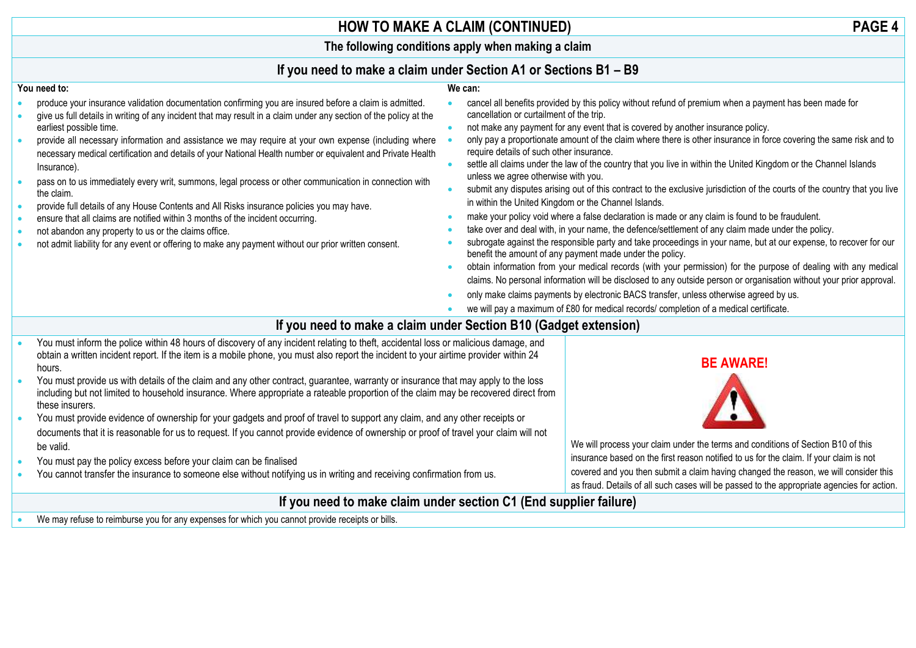# HOW TO MAKE A CLAIM (CONTINUED)

## The following conditions apply when making a claim

### If you need to make a claim under Section A1 or Sections B1 – B9

**You need to:**

- produce your insurance validation documentation confirming you are insured before a claim is admitted.
- give us full details in writing of any incident that may result in a claim under any section of the policy at the earliest possible time.
- provide all necessary information and assistance we may require at your own expense (including where necessary medical certification and details of your National Health number or equivalent and Private Health Insurance).
- pass on to us immediately every writ, summons, legal process or other communication in connection with the claim.
- provide full details of any House Contents and All Risks insurance policies you may have.
- ensure that all claims are notified within 3 months of the incident occurring.
- not abandon any property to us or the claims office.
- not admit liability for any event or offering to make any payment without our prior written consent.

**We can:**

- cancel all benefits provided by this policy without refund of premium when a payment has been made for cancellation or curtailment of the trip.
- not make any payment for any event that is covered by another insurance policy.
- only pay a proportionate amount of the claim where there is other insurance in force covering the same risk and to require details of such other insurance.
- settle all claims under the law of the country that you live in within the United Kingdom or the Channel Islands unless we agree otherwise with you.
- submit any disputes arising out of this contract to the exclusive jurisdiction of the courts of the country that you live in within the United Kingdom or the Channel Islands.
- make your policy void where a false declaration is made or any claim is found to be fraudulent.
- take over and deal with, in your name, the defence/settlement of any claim made under the policy.
- subrogate against the responsible party and take proceedings in your name, but at our expense, to recover for our benefit the amount of any payment made under the policy.
- obtain information from your medical records (with your permission) for the purpose of dealing with any medical claims. No personal information will be disclosed to any outside person or organisation without your prior approval.
- only make claims payments by electronic BACS transfer, unless otherwise agreed by us.
- we will pay a maximum of £80 for medical records/ completion of a medical certificate.

### If you need to make a claim under Section B10 (Gadget extension)

- You must inform the police within 48 hours of discovery of any incident relating to theft, accidental loss or malicious damage, and obtain a written incident report. If the item is a mobile phone, you must also report the incident to your airtime provider within 24 hours.
- You must provide us with details of the claim and any other contract, guarantee, warranty or insurance that may apply to the loss including but not limited to household insurance. Where appropriate a rateable proportion of the claim may be recovered direct from these insurers.
- You must provide evidence of ownership for your gadgets and proof of travel to support any claim, and any other receipts or documents that it is reasonable for us to request. If you cannot provide evidence of ownership or proof of travel your claim will not be valid.
- You must pay the policy excess before your claim can be finalised
- You cannot transfer the insurance to someone else without notifying us in writing and receiving confirmation from us.

**BE AWARE!**

We will process your claim under the terms and conditions of Section B10 of this insurance based on the first reason notified to us for the claim. If your claim is not covered and you then submit a claim having changed the reason, we will consider this as fraud. Details of all such cases will be passed to the appropriate agencies for action.

### If you need to make claim under section C1 (End supplier failure)

- We may refuse to reimburse you for any expenses for which you cannot provide receipts or bills.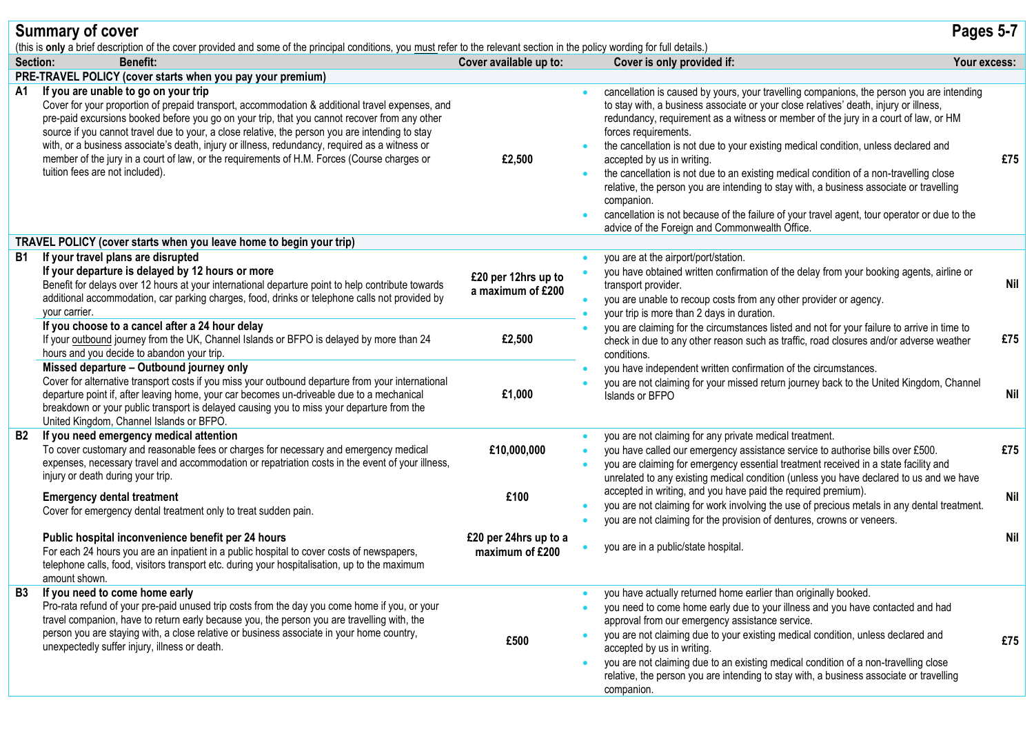## Summary of cover

**Pages 5-7**

(this is **only** a brief description of the cover provided and some of the principal conditions, you must refer to the relevant section in the policy wording for full details.)

| Section: | Benefit: | Cover available up to: | Cover is only provided if: | Your excess: |
|---|---|---|---|---|
| **PRE-TRAVEL POLICY (cover starts when you pay your premium)** | | | | |
| **A1** | **If you are unable to go on your trip**<br>Cover for your proportion of prepaid transport, accommodation & additional travel expenses, and pre-paid excursions booked before you go on your trip, that you cannot recover from any other source if you cannot travel due to your, a close relative, the person you are intending to stay with, or a business associate's death, injury or illness, redundancy, required as a witness or member of the jury in a court of law, or the requirements of H.M. Forces (Course charges or tuition fees are not included). | **£2,500** | • cancellation is caused by yours, your travelling companions, the person you are intending to stay with, a business associate or your close relatives' death, injury or illness, redundancy, requirement as a witness or member of the jury in a court of law, or HM forces requirements.<br>• the cancellation is not due to your existing medical condition, unless declared and accepted by us in writing.<br>• the cancellation is not due to an existing medical condition of a non-travelling close relative, the person you are intending to stay with, a business associate or travelling companion.<br>• cancellation is not because of the failure of your travel agent, tour operator or due to the advice of the Foreign and Commonwealth Office. | **£75** |
| **TRAVEL POLICY (cover starts when you leave home to begin your trip)** | | | | |
| **B1** | **If your travel plans are disrupted**<br>**If your departure is delayed by 12 hours or more**<br>Benefit for delays over 12 hours at your international departure point to help contribute towards additional accommodation, car parking charges, food, drinks or telephone calls not provided by your carrier. | **£20 per 12hrs up to a maximum of £200** | • you are at the airport/port/station.<br>• you have obtained written confirmation of the delay from your booking agents, airline or transport provider.<br>• you are unable to recoup costs from any other provider or agency.<br>• your trip is more than 2 days in duration. | **Nil** |
| | **If you choose to a cancel after a 24 hour delay**<br>If your outbound journey from the UK, Channel Islands or BFPO is delayed by more than 24 hours and you decide to abandon your trip. | **£2,500** | • you are claiming for the circumstances listed and not for your failure to arrive in time to check in due to any other reason such as traffic, road closures and/or adverse weather conditions. | **£75** |
| | **Missed departure – Outbound journey only**<br>Cover for alternative transport costs if you miss your outbound departure from your international departure point if, after leaving home, your car becomes un-driveable due to a mechanical breakdown or your public transport is delayed causing you to miss your departure from the United Kingdom, Channel Islands or BFPO. | **£1,000** | • you have independent written confirmation of the circumstances.<br>• you are not claiming for your missed return journey back to the United Kingdom, Channel Islands or BFPO | **Nil** |
| **B2** | **If you need emergency medical attention**<br>To cover customary and reasonable fees or charges for necessary and emergency medical expenses, necessary travel and accommodation or repatriation costs in the event of your illness, injury or death during your trip. | **£10,000,000** | • you are not claiming for any private medical treatment.<br>• you have called our emergency assistance service to authorise bills over £500.<br>• you are claiming for emergency essential treatment received in a state facility and unrelated to any existing medical condition (unless you have declared to us and we have accepted in writing, and you have paid the required premium). | **£75** |
| | **Emergency dental treatment**<br>Cover for emergency dental treatment only to treat sudden pain. | **£100** | • you are not claiming for work involving the use of precious metals in any dental treatment.<br>• you are not claiming for the provision of dentures, crowns or veneers. | **Nil** |
| | **Public hospital inconvenience benefit per 24 hours**<br>For each 24 hours you are an inpatient in a public hospital to cover costs of newspapers, telephone calls, food, visitors transport etc. during your hospitalisation, up to the maximum amount shown. | **£20 per 24hrs up to a maximum of £200** | • you are in a public/state hospital. | **Nil** |
| **B3** | **If you need to come home early**<br>Pro-rata refund of your pre-paid unused trip costs from the day you come home if you, or your travel companion, have to return early because you, the person you are travelling with, the person you are staying with, a close relative or business associate in your home country, unexpectedly suffer injury, illness or death. | **£500** | • you have actually returned home earlier than originally booked.<br>• you need to come home early due to your illness and you have contacted and had approval from our emergency assistance service.<br>• you are not claiming due to your existing medical condition, unless declared and accepted by us in writing.<br>• you are not claiming due to an existing medical condition of a non-travelling close relative, the person you are intending to stay with, a business associate or travelling companion. | **£75** |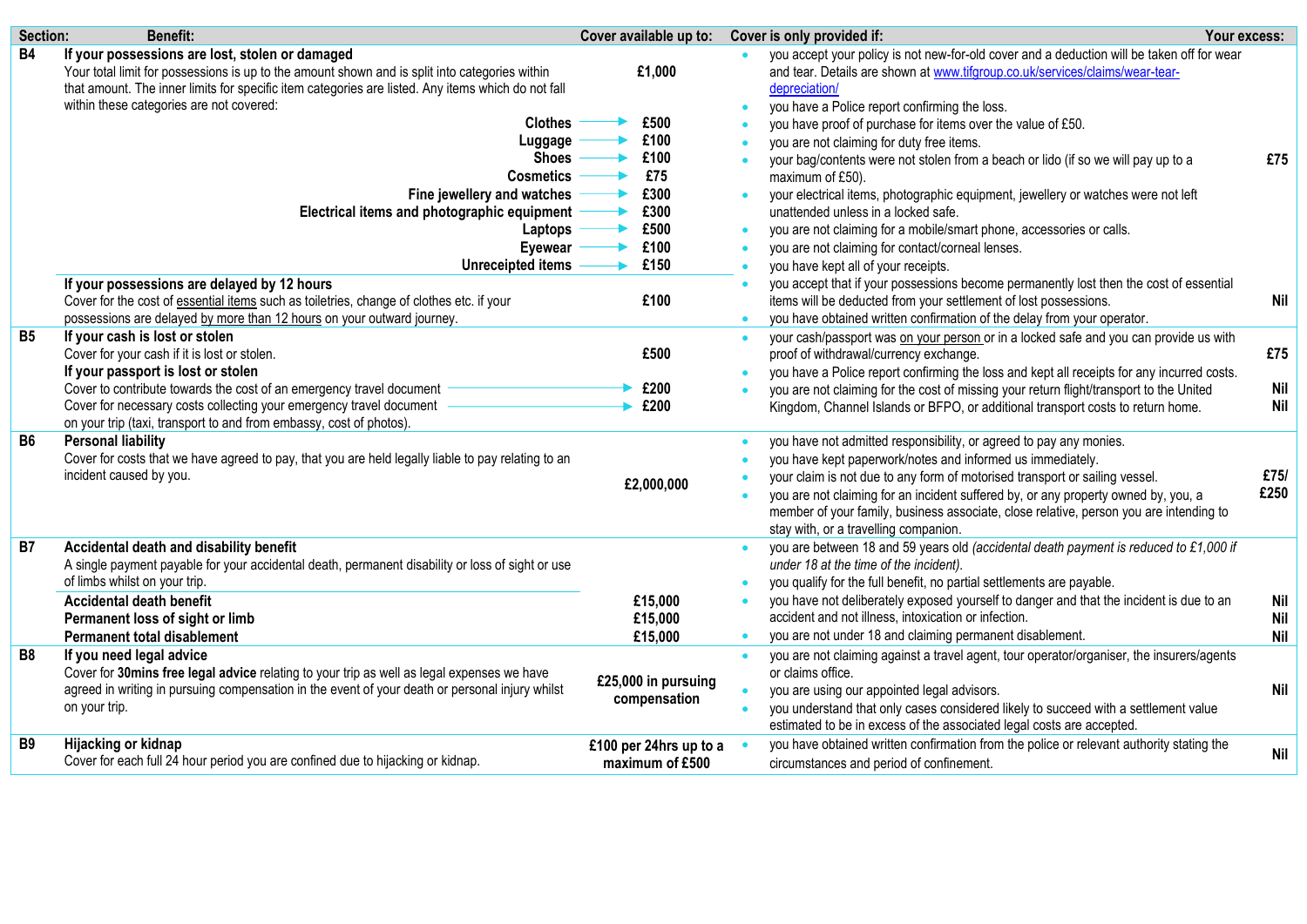| Section: | Benefit: | Cover available up to: | Cover is only provided if: | Your excess: |
|---|---|---|---|---|
| **B4** | **If your possessions are lost, stolen or damaged**<br>Your total limit for possessions is up to the amount shown and is split into categories within that amount. The inner limits for specific item categories are listed. Any items which do not fall within these categories are not covered:<br>**Clothes** → £500<br>**Luggage** → £100<br>**Shoes** → £100<br>**Cosmetics** → £75<br>**Fine jewellery and watches** → £300<br>**Electrical items and photographic equipment** → £300<br>**Laptops** → £500<br>**Eyewear** → £100<br>**Unreceipted items** → £150 | £1,000 | • you accept your policy is not new-for-old cover and a deduction will be taken off for wear and tear. Details are shown at [www.tifgroup.co.uk/services/claims/wear-tear-depreciation/](www.tifgroup.co.uk/services/claims/wear-tear-depreciation/)<br>• you have a Police report confirming the loss.<br>• you have proof of purchase for items over the value of £50.<br>• you are not claiming for duty free items.<br>• your bag/contents were not stolen from a beach or lido (if so we will pay up to a maximum of £50).<br>• your electrical items, photographic equipment, jewellery or watches were not left unattended unless in a locked safe.<br>• you are not claiming for a mobile/smart phone, accessories or calls.<br>• you are not claiming for contact/corneal lenses.<br>• you have kept all of your receipts. | £75 |
| | **If your possessions are delayed by 12 hours**<br>Cover for the cost of essential items such as toiletries, change of clothes etc. if your possessions are delayed by more than 12 hours on your outward journey. | £100 | • you accept that if your possessions become permanently lost then the cost of essential items will be deducted from your settlement of lost possessions.<br>• you have obtained written confirmation of the delay from your operator. | Nil |
| **B5** | **If your cash is lost or stolen**<br>Cover for your cash if it is lost or stolen. | £500 | • your cash/passport was on your person or in a locked safe and you can provide us with proof of withdrawal/currency exchange. | £75 |
| | **If your passport is lost or stolen**<br>Cover to contribute towards the cost of an emergency travel document | £200 | • you have a Police report confirming the loss and kept all receipts for any incurred costs. | Nil |
| | Cover for necessary costs collecting your emergency travel document on your trip (taxi, transport to and from embassy, cost of photos). | £200 | • you are not claiming for the cost of missing your return flight/transport to the United Kingdom, Channel Islands or BFPO, or additional transport costs to return home. | Nil |
| **B6** | **Personal liability**<br>Cover for costs that we have agreed to pay, that you are held legally liable to pay relating to an incident caused by you. | £2,000,000 | • you have not admitted responsibility, or agreed to pay any monies.<br>• you have kept paperwork/notes and informed us immediately.<br>• your claim is not due to any form of motorised transport or sailing vessel.<br>• you are not claiming for an incident suffered by, or any property owned by, you, a member of your family, business associate, close relative, person you are intending to stay with, or a travelling companion. | £75/ £250 |
| **B7** | **Accidental death and disability benefit**<br>A single payment payable for your accidental death, permanent disability or loss of sight or use of limbs whilst on your trip. | | • you are between 18 and 59 years old *(accidental death payment is reduced to £1,000 if under 18 at the time of the incident).*<br>• you qualify for the full benefit, no partial settlements are payable. | |
| | **Accidental death benefit** | £15,000 | • you have not deliberately exposed yourself to danger and that the incident is due to an accident and not illness, intoxication or infection. | Nil |
| | **Permanent loss of sight or limb** | £15,000 | | Nil |
| | **Permanent total disablement** | £15,000 | • you are not under 18 and claiming permanent disablement. | Nil |
| **B8** | **If you need legal advice**<br>Cover for **30mins free legal advice** relating to your trip as well as legal expenses we have agreed in writing in pursuing compensation in the event of your death or personal injury whilst on your trip. | £25,000 in pursuing compensation | • you are not claiming against a travel agent, tour operator/organiser, the insurers/agents or claims office.<br>• you are using our appointed legal advisors.<br>• you understand that only cases considered likely to succeed with a settlement value estimated to be in excess of the associated legal costs are accepted. | Nil |
| **B9** | **Hijacking or kidnap**<br>Cover for each full 24 hour period you are confined due to hijacking or kidnap. | £100 per 24hrs up to a maximum of £500 | • you have obtained written confirmation from the police or relevant authority stating the circumstances and period of confinement. | Nil |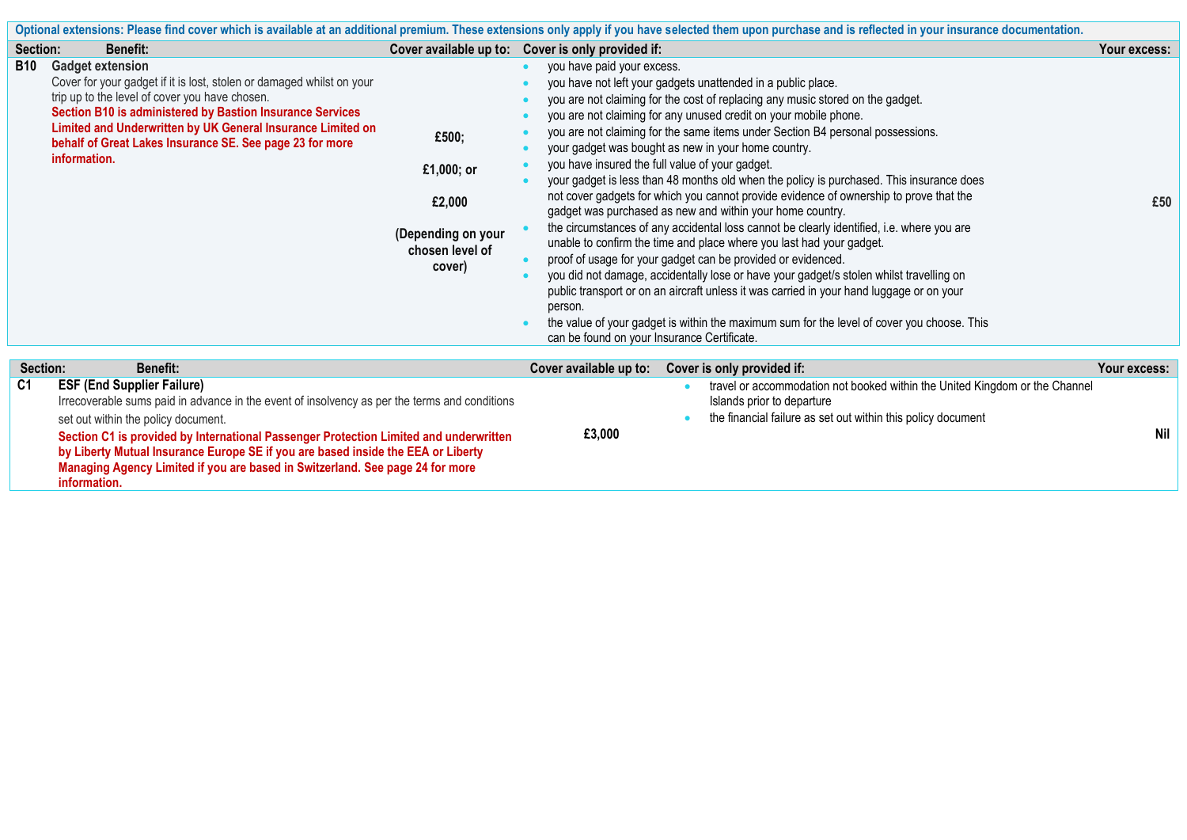**Optional extensions: Please find cover which is available at an additional premium. These extensions only apply if you have selected them upon purchase and is reflected in your insurance documentation.**

| Section: | Benefit: | Cover available up to: | Cover is only provided if: | Your excess: |
|---|---|---|---|---|
| B10 | **Gadget extension**<br>Cover for your gadget if it is lost, stolen or damaged whilst on your trip up to the level of cover you have chosen.<br>**Section B10 is administered by Bastion Insurance Services Limited and Underwritten by UK General Insurance Limited on behalf of Great Lakes Insurance SE. See page 23 for more information.** | **£500;**<br>**£1,000; or**<br>**£2,000**<br>**(Depending on your chosen level of cover)** | • you have paid your excess.<br>• you have not left your gadgets unattended in a public place.<br>• you are not claiming for the cost of replacing any music stored on the gadget.<br>• you are not claiming for any unused credit on your mobile phone.<br>• you are not claiming for the same items under Section B4 personal possessions.<br>• your gadget was bought as new in your home country.<br>• you have insured the full value of your gadget.<br>• your gadget is less than 48 months old when the policy is purchased. This insurance does not cover gadgets for which you cannot provide evidence of ownership to prove that the gadget was purchased as new and within your home country.<br>• the circumstances of any accidental loss cannot be clearly identified, i.e. where you are unable to confirm the time and place where you last had your gadget.<br>• proof of usage for your gadget can be provided or evidenced.<br>• you did not damage, accidentally lose or have your gadget/s stolen whilst travelling on public transport or on an aircraft unless it was carried in your hand luggage or on your person.<br>• the value of your gadget is within the maximum sum for the level of cover you choose. This can be found on your Insurance Certificate. | **£50** |

| Section: | Benefit: | Cover available up to: | Cover is only provided if: | Your excess: |
|---|---|---|---|---|
| C1 | **ESF (End Supplier Failure)**<br>Irrecoverable sums paid in advance in the event of insolvency as per the terms and conditions set out within the policy document.<br>**Section C1 is provided by International Passenger Protection Limited and underwritten by Liberty Mutual Insurance Europe SE if you are based inside the EEA or Liberty Managing Agency Limited if you are based in Switzerland. See page 24 for more information.** | **£3,000** | • travel or accommodation not booked within the United Kingdom or the Channel Islands prior to departure<br>• the financial failure as set out within this policy document | **Nil** |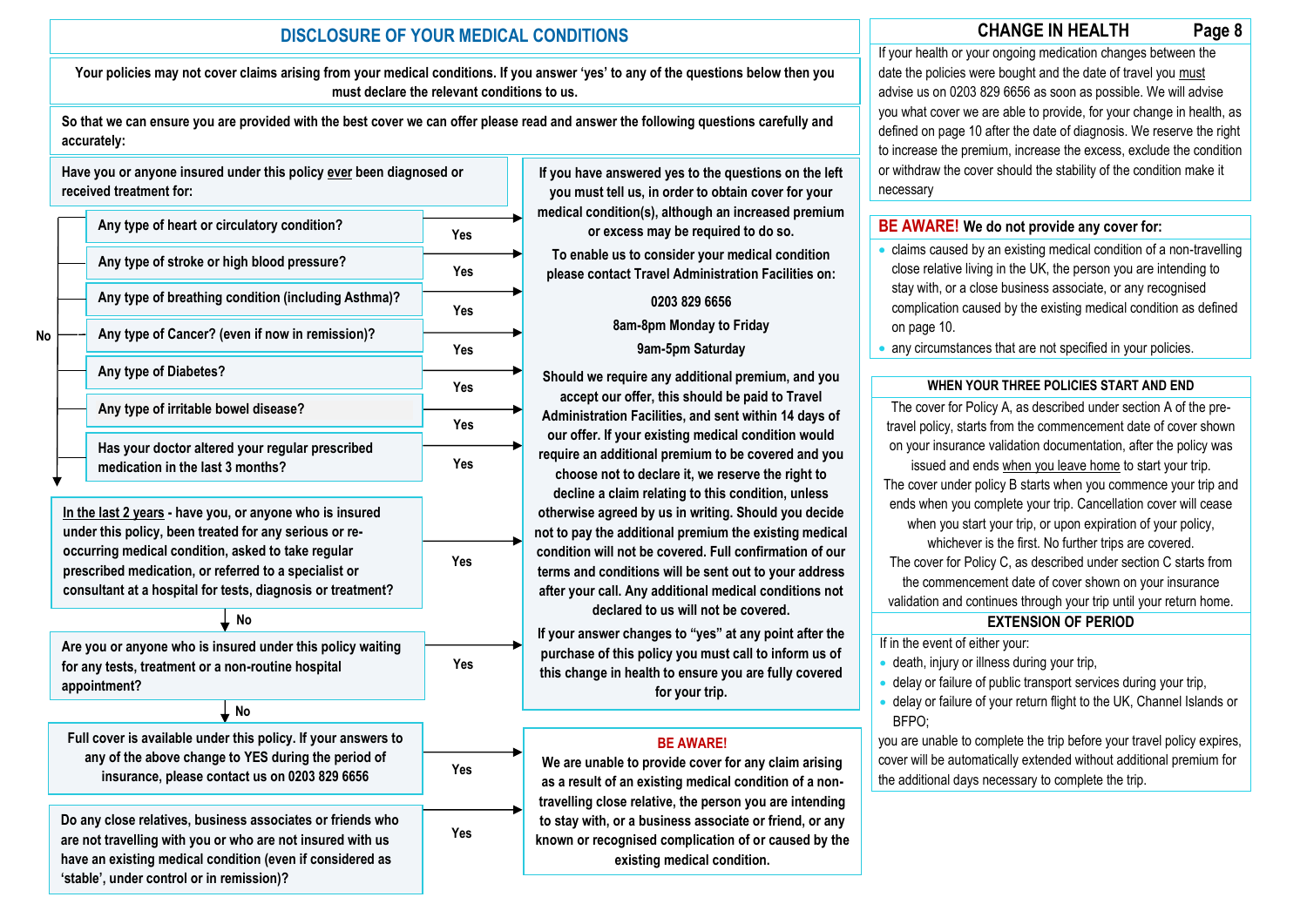## DISCLOSURE OF YOUR MEDICAL CONDITIONS

**Your policies may not cover claims arising from your medical conditions. If you answer 'yes' to any of the questions below then you must declare the relevant conditions to us.**

**So that we can ensure you are provided with the best cover we can offer please read and answer the following questions carefully and accurately:**

**Have you or anyone insured under this policy ever been diagnosed or received treatment for:**

- **Any type of heart or circulatory condition?** Yes
- **Any type of stroke or high blood pressure?** Yes
- **Any type of breathing condition (including Asthma)?** Yes
- **Any type of Cancer? (even if now in remission)?** Yes
- **Any type of Diabetes?** Yes
- **Any type of irritable bowel disease?** Yes
- **Has your doctor altered your regular prescribed medication in the last 3 months?** Yes

No ↓

**In the last 2 years - have you, or anyone who is insured under this policy, been treated for any serious or re-occurring medical condition, asked to take regular prescribed medication, or referred to a specialist or consultant at a hospital for tests, diagnosis or treatment?** Yes

No ↓

**Are you or anyone who is insured under this policy waiting for any tests, treatment or a non-routine hospital appointment?** Yes

No ↓

**Full cover is available under this policy. If your answers to any of the above change to YES during the period of insurance, please contact us on 0203 829 6656** Yes

**Do any close relatives, business associates or friends who are not travelling with you or who are not insured with us have an existing medical condition (even if considered as 'stable', under control or in remission)?** Yes

**If you have answered yes to the questions on the left you must tell us, in order to obtain cover for your medical condition(s), although an increased premium or excess may be required to do so.**

**To enable us to consider your medical condition please contact Travel Administration Facilities on:**

**0203 829 6656**

**8am-8pm Monday to Friday**

**9am-5pm Saturday**

**Should we require any additional premium, and you accept our offer, this should be paid to Travel Administration Facilities, and sent within 14 days of our offer. If your existing medical condition would require an additional premium to be covered and you choose not to declare it, we reserve the right to decline a claim relating to this condition, unless otherwise agreed by us in writing. Should you decide not to pay the additional premium the existing medical condition will not be covered. Full confirmation of our terms and conditions will be sent out to your address after your call. Any additional medical conditions not declared to us will not be covered.**

**If your answer changes to "yes" at any point after the purchase of this policy you must call to inform us of this change in health to ensure you are fully covered for your trip.**

**BE AWARE!**

**We are unable to provide cover for any claim arising as a result of an existing medical condition of a non-travelling close relative, the person you are intending to stay with, or a business associate or friend, or any known or recognised complication of or caused by the existing medical condition.**

## CHANGE IN HEALTH

If your health or your ongoing medication changes between the date the policies were bought and the date of travel you must advise us on 0203 829 6656 as soon as possible. We will advise you what cover we are able to provide, for your change in health, as defined on page 10 after the date of diagnosis. We reserve the right to increase the premium, increase the excess, exclude the condition or withdraw the cover should the stability of the condition make it necessary

## BE AWARE! We do not provide any cover for:

- claims caused by an existing medical condition of a non-travelling close relative living in the UK, the person you are intending to stay with, or a close business associate, or any recognised complication caused by the existing medical condition as defined on page 10.
- any circumstances that are not specified in your policies.

### WHEN YOUR THREE POLICIES START AND END

The cover for Policy A, as described under section A of the pre-travel policy, starts from the commencement date of cover shown on your insurance validation documentation, after the policy was issued and ends when you leave home to start your trip.

The cover under policy B starts when you commence your trip and ends when you complete your trip. Cancellation cover will cease when you start your trip, or upon expiration of your policy, whichever is the first. No further trips are covered.

The cover for Policy C, as described under section C starts from the commencement date of cover shown on your insurance validation and continues through your trip until your return home.

### EXTENSION OF PERIOD

If in the event of either your:

- death, injury or illness during your trip,
- delay or failure of public transport services during your trip,
- delay or failure of your return flight to the UK, Channel Islands or BFPO;

you are unable to complete the trip before your travel policy expires, cover will be automatically extended without additional premium for the additional days necessary to complete the trip.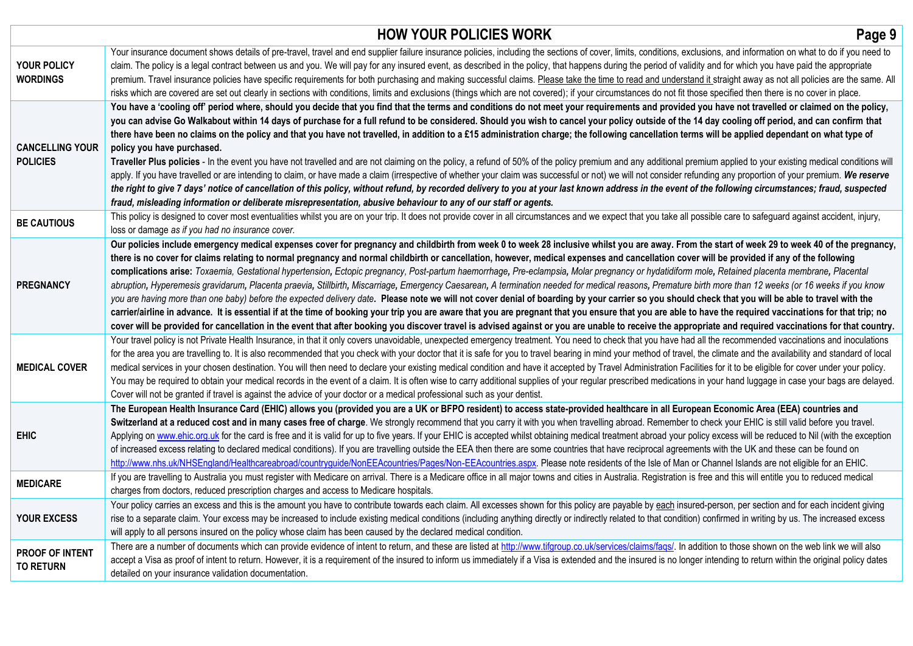# HOW YOUR POLICIES WORK

| | |
|---|---|
| **YOUR POLICY WORDINGS** | Your insurance document shows details of pre-travel, travel and end supplier failure insurance policies, including the sections of cover, limits, conditions, exclusions, and information on what to do if you need to claim. The policy is a legal contract between us and you. We will pay for any insured event, as described in the policy, that happens during the period of validity and for which you have paid the appropriate premium. Travel insurance policies have specific requirements for both purchasing and making successful claims. Please take the time to read and understand it straight away as not all policies are the same. All risks which are covered are set out clearly in sections with conditions, limits and exclusions (things which are not covered); if your circumstances do not fit those specified then there is no cover in place. |
| **CANCELLING YOUR POLICIES** | **You have a 'cooling off' period where, should you decide that you find that the terms and conditions do not meet your requirements and provided you have not travelled or claimed on the policy, you can advise Go Walkabout within 14 days of purchase for a full refund to be considered. Should you wish to cancel your policy outside of the 14 day cooling off period, and can confirm that there have been no claims on the policy and that you have not travelled, in addition to a £15 administration charge; the following cancellation terms will be applied dependant on what type of policy you have purchased.** <br> **Traveller Plus policies** - In the event you have not travelled and are not claiming on the policy, a refund of 50% of the policy premium and any additional premium applied to your existing medical conditions will apply. If you have travelled or are intending to claim, or have made a claim (irrespective of whether your claim was successful or not) we will not consider refunding any proportion of your premium. ***We reserve the right to give 7 days' notice of cancellation of this policy, without refund, by recorded delivery to you at your last known address in the event of the following circumstances; fraud, suspected fraud, misleading information or deliberate misrepresentation, abusive behaviour to any of our staff or agents.*** |
| **BE CAUTIOUS** | This policy is designed to cover most eventualities whilst you are on your trip. It does not provide cover in all circumstances and we expect that you take all possible care to safeguard against accident, injury, loss or damage *as if you had no insurance cover.* |
| **PREGNANCY** | **Our policies include emergency medical expenses cover for pregnancy and childbirth from week 0 to week 28 inclusive whilst you are away. From the start of week 29 to week 40 of the pregnancy, there is no cover for claims relating to normal pregnancy and normal childbirth or cancellation, however, medical expenses and cancellation cover will be provided if any of the following complications arise:** *Toxaemia, Gestational hypertension, Ectopic pregnancy, Post-partum haemorrhage, Pre-eclampsia, Molar pregnancy or hydatidiform mole, Retained placenta membrane, Placental abruption, Hyperemesis gravidarum, Placenta praevia, Stillbirth, Miscarriage, Emergency Caesarean, A termination needed for medical reasons, Premature birth more than 12 weeks (or 16 weeks if you know you are having more than one baby) before the expected delivery date.* **Please note we will not cover denial of boarding by your carrier so you should check that you will be able to travel with the carrier/airline in advance. It is essential if at the time of booking your trip you are aware that you are pregnant that you ensure that you are able to have the required vaccinations for that trip; no cover will be provided for cancellation in the event that after booking you discover travel is advised against or you are unable to receive the appropriate and required vaccinations for that country.** |
| **MEDICAL COVER** | Your travel policy is not Private Health Insurance, in that it only covers unavoidable, unexpected emergency treatment. You need to check that you have had all the recommended vaccinations and inoculations for the area you are travelling to. It is also recommended that you check with your doctor that it is safe for you to travel bearing in mind your method of travel, the climate and the availability and standard of local medical services in your chosen destination. You will then need to declare your existing medical condition and have it accepted by Travel Administration Facilities for it to be eligible for cover under your policy. You may be required to obtain your medical records in the event of a claim. It is often wise to carry additional supplies of your regular prescribed medications in your hand luggage in case your bags are delayed. Cover will not be granted if travel is against the advice of your doctor or a medical professional such as your dentist. |
| **EHIC** | **The European Health Insurance Card (EHIC) allows you (provided you are a UK or BFPO resident) to access state-provided healthcare in all European Economic Area (EEA) countries and Switzerland at a reduced cost and in many cases free of charge**. We strongly recommend that you carry it with you when travelling abroad. Remember to check your EHIC is still valid before you travel. Applying on www.ehic.org.uk for the card is free and it is valid for up to five years. If your EHIC is accepted whilst obtaining medical treatment abroad your policy excess will be reduced to Nil (with the exception of increased excess relating to declared medical conditions). If you are travelling outside the EEA then there are some countries that have reciprocal agreements with the UK and these can be found on http://www.nhs.uk/NHSEngland/Healthcareabroad/countryguide/NonEEAcountries/Pages/Non-EEAcountries.aspx. Please note residents of the Isle of Man or Channel Islands are not eligible for an EHIC. |
| **MEDICARE** | If you are travelling to Australia you must register with Medicare on arrival. There is a Medicare office in all major towns and cities in Australia. Registration is free and this will entitle you to reduced medical charges from doctors, reduced prescription charges and access to Medicare hospitals. |
| **YOUR EXCESS** | Your policy carries an excess and this is the amount you have to contribute towards each claim. All excesses shown for this policy are payable by each insured-person, per section and for each incident giving rise to a separate claim. Your excess may be increased to include existing medical conditions (including anything directly or indirectly related to that condition) confirmed in writing by us. The increased excess will apply to all persons insured on the policy whose claim has been caused by the declared medical condition. |
| **PROOF OF INTENT TO RETURN** | There are a number of documents which can provide evidence of intent to return, and these are listed at http://www.tifgroup.co.uk/services/claims/faqs/. In addition to those shown on the web link we will also accept a Visa as proof of intent to return. However, it is a requirement of the insured to inform us immediately if a Visa is extended and the insured is no longer intending to return within the original policy dates detailed on your insurance validation documentation. |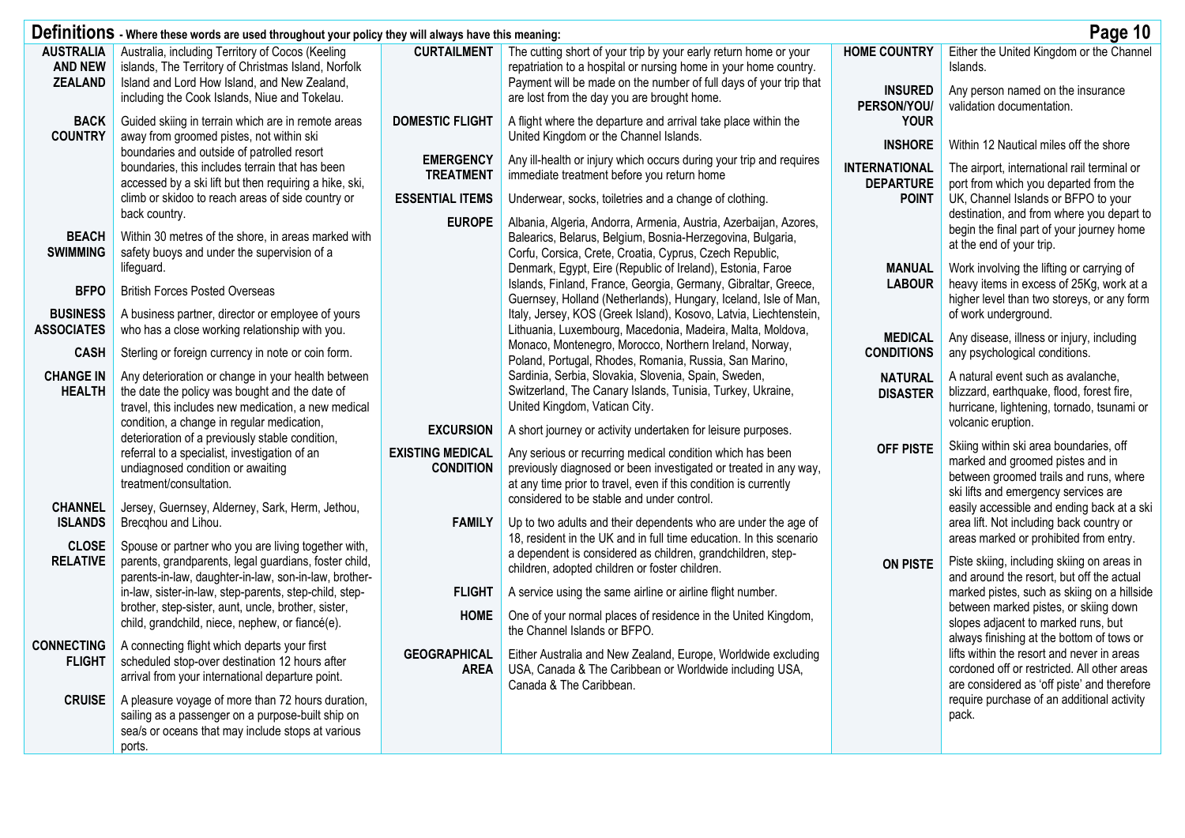## Definitions - Where these words are used throughout your policy they will always have this meaning:

**AUSTRALIA AND NEW ZEALAND** Australia, including Territory of Cocos (Keeling islands, The Territory of Christmas Island, Norfolk Island and Lord How Island, and New Zealand, including the Cook Islands, Niue and Tokelau.

**BACK COUNTRY** Guided skiing in terrain which are in remote areas away from groomed pistes, not within ski boundaries and outside of patrolled resort boundaries, this includes terrain that has been accessed by a ski lift but then requiring a hike, ski, climb or skidoo to reach areas of side country or back country.

**BEACH SWIMMING** Within 30 metres of the shore, in areas marked with safety buoys and under the supervision of a lifeguard.

**BFPO** British Forces Posted Overseas

**BUSINESS ASSOCIATES** A business partner, director or employee of yours who has a close working relationship with you.

**CASH** Sterling or foreign currency in note or coin form.

**CHANGE IN HEALTH** Any deterioration or change in your health between the date the policy was bought and the date of travel, this includes new medication, a new medical condition, a change in regular medication, deterioration of a previously stable condition, referral to a specialist, investigation of an undiagnosed condition or awaiting treatment/consultation.

**CHANNEL ISLANDS** Jersey, Guernsey, Alderney, Sark, Herm, Jethou, Brecqhou and Lihou.

**CLOSE RELATIVE** Spouse or partner who you are living together with, parents, grandparents, legal guardians, foster child, parents-in-law, daughter-in-law, son-in-law, brother-in-law, sister-in-law, step-parents, step-child, step-brother, step-sister, aunt, uncle, brother, sister, child, grandchild, niece, nephew, or fiancé(e).

**CONNECTING FLIGHT** A connecting flight which departs your first scheduled stop-over destination 12 hours after arrival from your international departure point.

**CRUISE** A pleasure voyage of more than 72 hours duration, sailing as a passenger on a purpose-built ship on sea/s or oceans that may include stops at various ports.

**CURTAILMENT** The cutting short of your trip by your early return home or your repatriation to a hospital or nursing home in your home country. Payment will be made on the number of full days of your trip that are lost from the day you are brought home.

**DOMESTIC FLIGHT** A flight where the departure and arrival take place within the United Kingdom or the Channel Islands.

**EMERGENCY TREATMENT** Any ill-health or injury which occurs during your trip and requires immediate treatment before you return home

**ESSENTIAL ITEMS** Underwear, socks, toiletries and a change of clothing.

**EUROPE** Albania, Algeria, Andorra, Armenia, Austria, Azerbaijan, Azores, Balearics, Belarus, Belgium, Bosnia-Herzegovina, Bulgaria, Corfu, Corsica, Crete, Croatia, Cyprus, Czech Republic, Denmark, Egypt, Eire (Republic of Ireland), Estonia, Faroe Islands, Finland, France, Georgia, Germany, Gibraltar, Greece, Guernsey, Holland (Netherlands), Hungary, Iceland, Isle of Man, Italy, Jersey, KOS (Greek Island), Kosovo, Latvia, Liechtenstein, Lithuania, Luxembourg, Macedonia, Madeira, Malta, Moldova, Monaco, Montenegro, Morocco, Northern Ireland, Norway, Poland, Portugal, Rhodes, Romania, Russia, San Marino, Sardinia, Serbia, Slovakia, Slovenia, Spain, Sweden, Switzerland, The Canary Islands, Tunisia, Turkey, Ukraine, United Kingdom, Vatican City.

**EXCURSION** A short journey or activity undertaken for leisure purposes.

**EXISTING MEDICAL CONDITION** Any serious or recurring medical condition which has been previously diagnosed or been investigated or treated in any way, at any time prior to travel, even if this condition is currently considered to be stable and under control.

**FAMILY** Up to two adults and their dependents who are under the age of 18, resident in the UK and in full time education. In this scenario a dependent is considered as children, grandchildren, step-children, adopted children or foster children.

**FLIGHT** A service using the same airline or airline flight number.

**HOME** One of your normal places of residence in the United Kingdom, the Channel Islands or BFPO.

**GEOGRAPHICAL AREA** Either Australia and New Zealand, Europe, Worldwide excluding USA, Canada & The Caribbean or Worldwide including USA, Canada & The Caribbean.

**HOME COUNTRY** Either the United Kingdom or the Channel Islands.

**INSURED PERSON/YOU/YOUR** Any person named on the insurance validation documentation.

**INSHORE** Within 12 Nautical miles off the shore

**INTERNATIONAL DEPARTURE POINT** The airport, international rail terminal or port from which you departed from the UK, Channel Islands or BFPO to your destination, and from where you depart to begin the final part of your journey home at the end of your trip.

**MANUAL LABOUR** Work involving the lifting or carrying of heavy items in excess of 25Kg, work at a higher level than two storeys, or any form of work underground.

**MEDICAL CONDITIONS** Any disease, illness or injury, including any psychological conditions.

**NATURAL DISASTER** A natural event such as avalanche, blizzard, earthquake, flood, forest fire, hurricane, lightening, tornado, tsunami or volcanic eruption.

**OFF PISTE** Skiing within ski area boundaries, off marked and groomed pistes and in between groomed trails and runs, where ski lifts and emergency services are easily accessible and ending back at a ski area lift. Not including back country or areas marked or prohibited from entry.

**ON PISTE** Piste skiing, including skiing on areas in and around the resort, but off the actual marked pistes, such as skiing on a hillside between marked pistes, or skiing down slopes adjacent to marked runs, but always finishing at the bottom of tows or lifts within the resort and never in areas cordoned off or restricted. All other areas are considered as 'off piste' and therefore require purchase of an additional activity pack.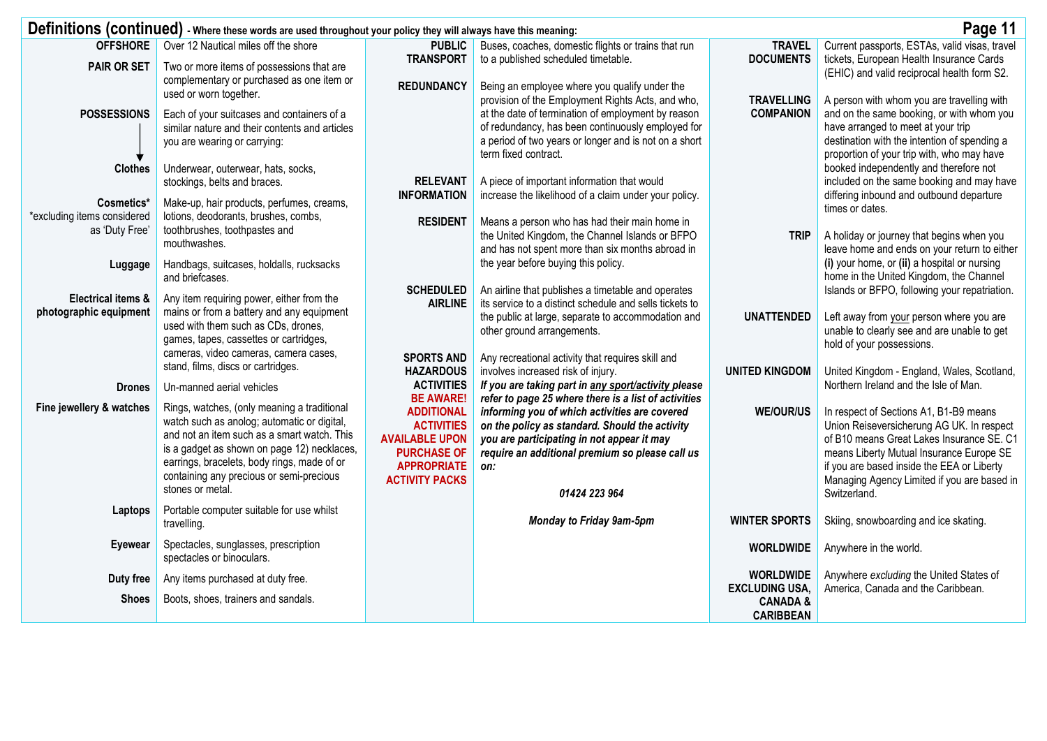## Definitions (continued) - Where these words are used throughout your policy they will always have this meaning:

| Term | Definition |
|---|---|
| **OFFSHORE** | Over 12 Nautical miles off the shore |
| **PAIR OR SET** | Two or more items of possessions that are complementary or purchased as one item or used or worn together. |
| **POSSESSIONS** | Each of your suitcases and containers of a similar nature and their contents and articles you are wearing or carrying: |
| **Clothes** | Underwear, outerwear, hats, socks, stockings, belts and braces. |
| **Cosmetics*** *excluding items considered as 'Duty Free' | Make-up, hair products, perfumes, creams, lotions, deodorants, brushes, combs, toothbrushes, toothpastes and mouthwashes. |
| **Luggage** | Handbags, suitcases, holdalls, rucksacks and briefcases. |
| **Electrical items & photographic equipment** | Any item requiring power, either from the mains or from a battery and any equipment used with them such as CDs, drones, games, tapes, cassettes or cartridges, cameras, video cameras, camera cases, stand, films, discs or cartridges. |
| **Drones** | Un-manned aerial vehicles |
| **Fine jewellery & watches** | Rings, watches, (only meaning a traditional watch such as anolog; automatic or digital, and not an item such as a smart watch. This is a gadget as shown on page 12) necklaces, earrings, bracelets, body rings, made of or containing any precious or semi-precious stones or metal. |
| **Laptops** | Portable computer suitable for use whilst travelling. |
| **Eyewear** | Spectacles, sunglasses, prescription spectacles or binoculars. |
| **Duty free** | Any items purchased at duty free. |
| **Shoes** | Boots, shoes, trainers and sandals. |
| **PUBLIC TRANSPORT** | Buses, coaches, domestic flights or trains that run to a published scheduled timetable. |
| **REDUNDANCY** | Being an employee where you qualify under the provision of the Employment Rights Acts, and who, at the date of termination of employment by reason of redundancy, has been continuously employed for a period of two years or longer and is not on a short term fixed contract. |
| **RELEVANT INFORMATION** | A piece of important information that would increase the likelihood of a claim under your policy. |
| **RESIDENT** | Means a person who has had their main home in the United Kingdom, the Channel Islands or BFPO and has not spent more than six months abroad in the year before buying this policy. |
| **SCHEDULED AIRLINE** | An airline that publishes a timetable and operates its service to a distinct schedule and sells tickets to the public at large, separate to accommodation and other ground arrangements. |
| **SPORTS AND HAZARDOUS ACTIVITIES** **BE AWARE! ADDITIONAL ACTIVITIES AVAILABLE UPON PURCHASE OF APPROPRIATE ACTIVITY PACKS** | Any recreational activity that requires skill and involves increased risk of injury. ***If you are taking part in any sport/activity please refer to page 25 where there is a list of activities informing you of which activities are covered on the policy as standard. Should the activity you are participating in not appear it may require an additional premium so please call us on:*** ***01424 223 964*** ***Monday to Friday 9am-5pm*** |
| **TRAVEL DOCUMENTS** | Current passports, ESTAs, valid visas, travel tickets, European Health Insurance Cards (EHIC) and valid reciprocal health form S2. |
| **TRAVELLING COMPANION** | A person with whom you are travelling with and on the same booking, or with whom you have arranged to meet at your trip destination with the intention of spending a proportion of your trip with, who may have booked independently and therefore not included on the same booking and may have differing inbound and outbound departure times or dates. |
| **TRIP** | A holiday or journey that begins when you leave home and ends on your return to either **(i)** your home, or **(ii)** a hospital or nursing home in the United Kingdom, the Channel Islands or BFPO, following your repatriation. |
| **UNATTENDED** | Left away from your person where you are unable to clearly see and are unable to get hold of your possessions. |
| **UNITED KINGDOM** | United Kingdom - England, Wales, Scotland, Northern Ireland and the Isle of Man. |
| **WE/OUR/US** | In respect of Sections A1, B1-B9 means Union Reiseversicherung AG UK. In respect of B10 means Great Lakes Insurance SE. C1 means Liberty Mutual Insurance Europe SE if you are based inside the EEA or Liberty Managing Agency Limited if you are based in Switzerland. |
| **WINTER SPORTS** | Skiing, snowboarding and ice skating. |
| **WORLDWIDE** | Anywhere in the world. |
| **WORLDWIDE EXCLUDING USA, CANADA & CARIBBEAN** | Anywhere *excluding* the United States of America, Canada and the Caribbean. |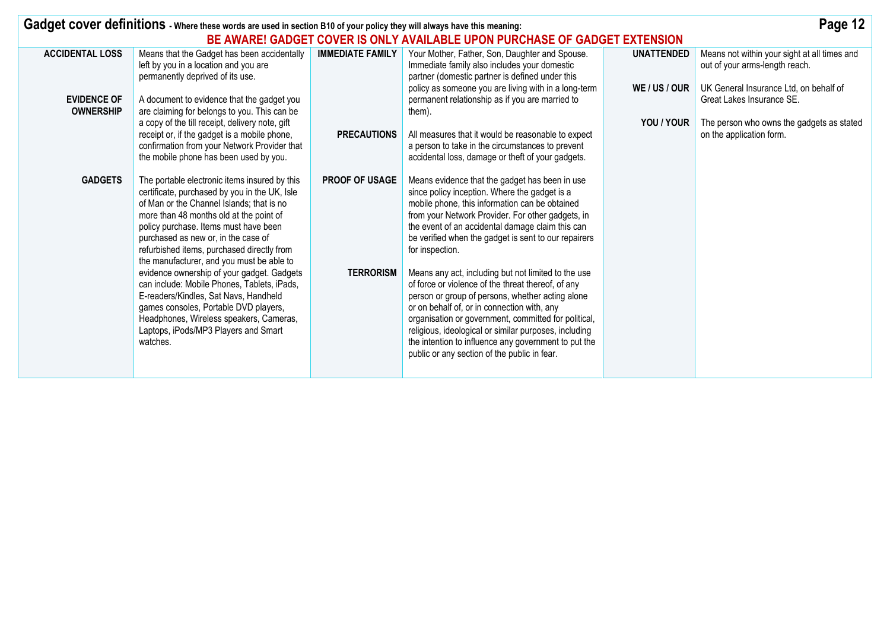## Gadget cover definitions - Where these words are used in section B10 of your policy they will always have this meaning:

**BE AWARE! GADGET COVER IS ONLY AVAILABLE UPON PURCHASE OF GADGET EXTENSION**

**ACCIDENTAL LOSS** – Means that the Gadget has been accidentally left by you in a location and you are permanently deprived of its use.

**EVIDENCE OF OWNERSHIP** – A document to evidence that the gadget you are claiming for belongs to you. This can be a copy of the till receipt, delivery note, gift receipt or, if the gadget is a mobile phone, confirmation from your Network Provider that the mobile phone has been used by you.

**GADGETS** – The portable electronic items insured by this certificate, purchased by you in the UK, Isle of Man or the Channel Islands; that is no more than 48 months old at the point of policy purchase. Items must have been purchased as new or, in the case of refurbished items, purchased directly from the manufacturer, and you must be able to evidence ownership of your gadget. Gadgets can include: Mobile Phones, Tablets, iPads, E-readers/Kindles, Sat Navs, Handheld games consoles, Portable DVD players, Headphones, Wireless speakers, Cameras, Laptops, iPods/MP3 Players and Smart watches.

**IMMEDIATE FAMILY** – Your Mother, Father, Son, Daughter and Spouse. Immediate family also includes your domestic partner (domestic partner is defined under this policy as someone you are living with in a long-term permanent relationship as if you are married to them).

**PRECAUTIONS** – All measures that it would be reasonable to expect a person to take in the circumstances to prevent accidental loss, damage or theft of your gadgets.

**PROOF OF USAGE** – Means evidence that the gadget has been in use since policy inception. Where the gadget is a mobile phone, this information can be obtained from your Network Provider. For other gadgets, in the event of an accidental damage claim this can be verified when the gadget is sent to our repairers for inspection.

**TERRORISM** – Means any act, including but not limited to the use of force or violence of the threat thereof, of any person or group of persons, whether acting alone or on behalf of, or in connection with, any organisation or government, committed for political, religious, ideological or similar purposes, including the intention to influence any government to put the public or any section of the public in fear.

**UNATTENDED** – Means not within your sight at all times and out of your arms-length reach.

**WE / US / OUR** – UK General Insurance Ltd, on behalf of Great Lakes Insurance SE.

**YOU / YOUR** – The person who owns the gadgets as stated on the application form.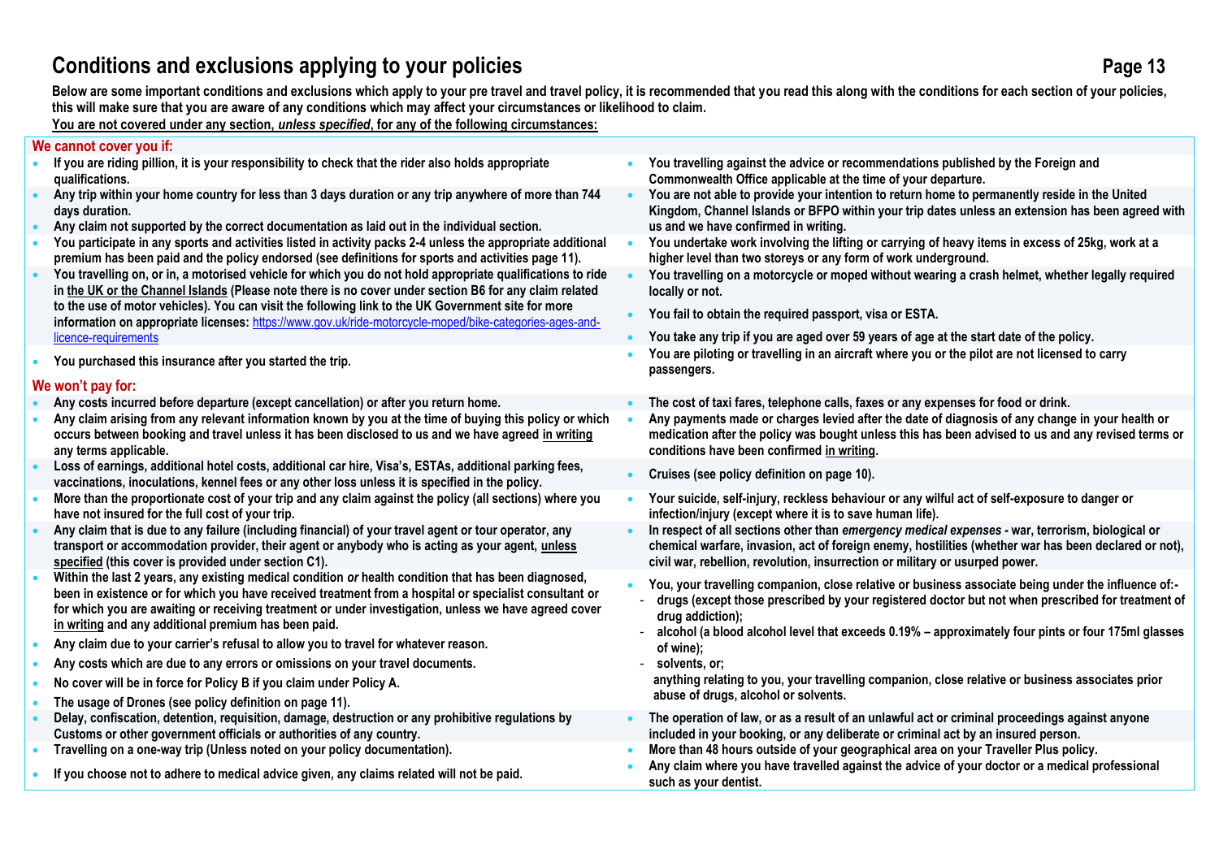# Conditions and exclusions applying to your policies

**Below are some important conditions and exclusions which apply to your pre travel and travel policy, it is recommended that you read this along with the conditions for each section of your policies, this will make sure that you are aware of any conditions which may affect your circumstances or likelihood to claim.**

**<u>You are not covered under any section, *unless specified*, for any of the following circumstances:</u>**

## We cannot cover you if:

- **If you are riding pillion, it is your responsibility to check that the rider also holds appropriate qualifications.**
- **Any trip within your home country for less than 3 days duration or any trip anywhere of more than 744 days duration.**
- **Any claim not supported by the correct documentation as laid out in the individual section.**
- **You participate in any sports and activities listed in activity packs 2-4 unless the appropriate additional premium has been paid and the policy endorsed (see definitions for sports and activities page 11).**
- **You travelling on, or in, a motorised vehicle for which you do not hold appropriate qualifications to ride in <u>the UK or the Channel Islands</u> (Please note there is no cover under section B6 for any claim related to the use of motor vehicles). You can visit the following link to the UK Government site for more information on appropriate licenses:** [https://www.gov.uk/ride-motorcycle-moped/bike-categories-ages-and-licence-requirements](https://www.gov.uk/ride-motorcycle-moped/bike-categories-ages-and-licence-requirements)
- **You purchased this insurance after you started the trip.**
- **You travelling against the advice or recommendations published by the Foreign and Commonwealth Office applicable at the time of your departure.**
- **You are not able to provide your intention to return home to permanently reside in the United Kingdom, Channel Islands or BFPO within your trip dates unless an extension has been agreed with us and we have confirmed in writing.**
- **You undertake work involving the lifting or carrying of heavy items in excess of 25kg, work at a higher level than two storeys or any form of work underground.**
- **You travelling on a motorcycle or moped without wearing a crash helmet, whether legally required locally or not.**
- **You fail to obtain the required passport, visa or ESTA.**
- **You take any trip if you are aged over 59 years of age at the start date of the policy.**
- **You are piloting or travelling in an aircraft where you or the pilot are not licensed to carry passengers.**

## We won't pay for:

- **Any costs incurred before departure (except cancellation) or after you return home.**
- **Any claim arising from any relevant information known by you at the time of buying this policy or which occurs between booking and travel unless it has been disclosed to us and we have agreed <u>in writing</u> any terms applicable.**
- **Loss of earnings, additional hotel costs, additional car hire, Visa's, ESTAs, additional parking fees, vaccinations, inoculations, kennel fees or any other loss unless it is specified in the policy.**
- **More than the proportionate cost of your trip and any claim against the policy (all sections) where you have not insured for the full cost of your trip.**
- **Any claim that is due to any failure (including financial) of your travel agent or tour operator, any transport or accommodation provider, their agent or anybody who is acting as your agent, <u>unless specified</u> (this cover is provided under section C1).**
- **Within the last 2 years, any existing medical condition *or* health condition that has been diagnosed, been in existence or for which you have received treatment from a hospital or specialist consultant or for which you are awaiting or receiving treatment or under investigation, unless we have agreed cover <u>in writing</u> and any additional premium has been paid.**
- **Any claim due to your carrier's refusal to allow you to travel for whatever reason.**
- **Any costs which are due to any errors or omissions on your travel documents.**
- **No cover will be in force for Policy B if you claim under Policy A.**
- **The usage of Drones (see policy definition on page 11).**
- **Delay, confiscation, detention, requisition, damage, destruction or any prohibitive regulations by Customs or other government officials or authorities of any country.**
- **Travelling on a one-way trip (Unless noted on your policy documentation).**
- **If you choose not to adhere to medical advice given, any claims related will not be paid.**
- **The cost of taxi fares, telephone calls, faxes or any expenses for food or drink.**
- **Any payments made or charges levied after the date of diagnosis of any change in your health or medication after the policy was bought unless this has been advised to us and any revised terms or conditions have been confirmed <u>in writing</u>.**
- **Cruises (see policy definition on page 10).**
- **Your suicide, self-injury, reckless behaviour or any wilful act of self-exposure to danger or infection/injury (except where it is to save human life).**
- **In respect of all sections other than *emergency medical expenses* - war, terrorism, biological or chemical warfare, invasion, act of foreign enemy, hostilities (whether war has been declared or not), civil war, rebellion, revolution, insurrection or military or usurped power.**
- **You, your travelling companion, close relative or business associate being under the influence of:-**
  - **drugs (except those prescribed by your registered doctor but not when prescribed for treatment of drug addiction);**
  - **alcohol (a blood alcohol level that exceeds 0.19% – approximately four pints or four 175ml glasses of wine);**
  - **solvents, or;**

  **anything relating to you, your travelling companion, close relative or business associates prior abuse of drugs, alcohol or solvents.**
- **The operation of law, or as a result of an unlawful act or criminal proceedings against anyone included in your booking, or any deliberate or criminal act by an insured person.**
- **More than 48 hours outside of your geographical area on your Traveller Plus policy.**
- **Any claim where you have travelled against the advice of your doctor or a medical professional such as your dentist.**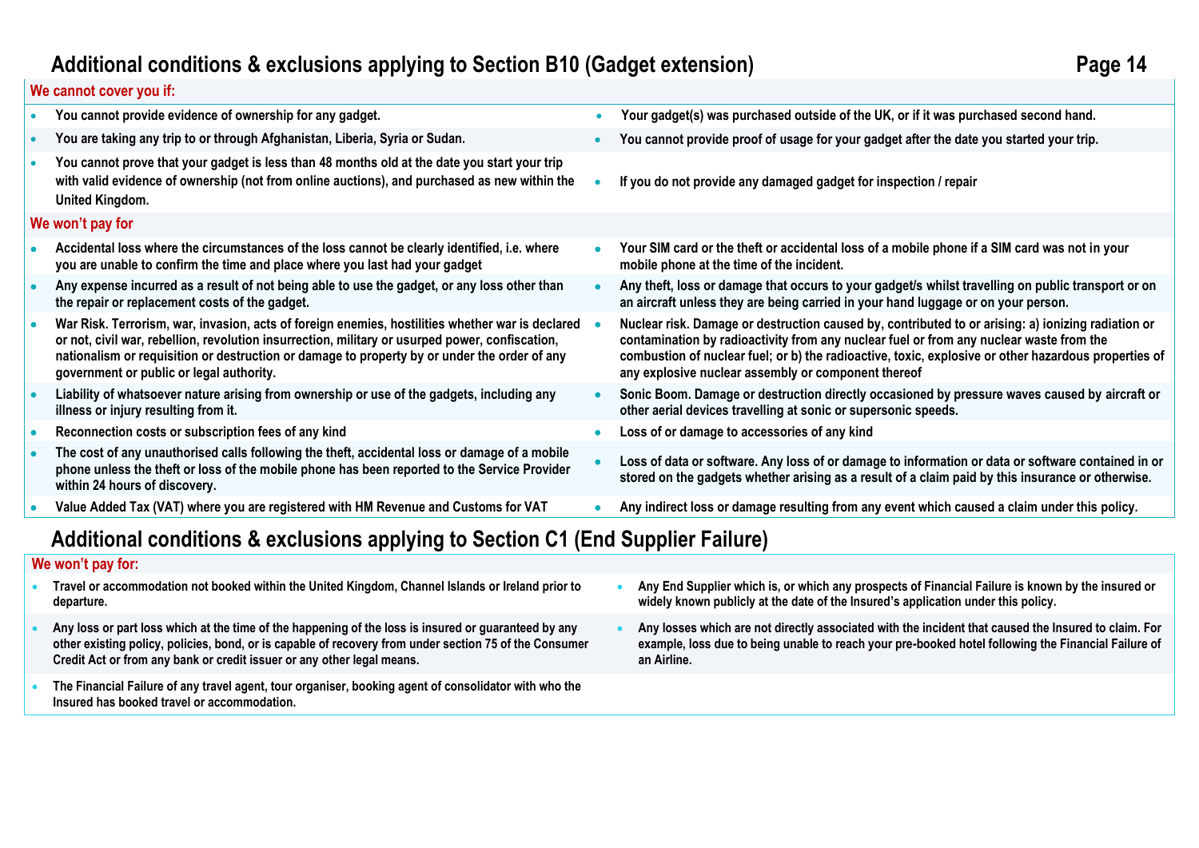## Additional conditions & exclusions applying to Section B10 (Gadget extension)

**We cannot cover you if:**

- You cannot provide evidence of ownership for any gadget.
- You are taking any trip to or through Afghanistan, Liberia, Syria or Sudan.
- You cannot prove that your gadget is less than 48 months old at the date you start your trip with valid evidence of ownership (not from online auctions), and purchased as new within the United Kingdom.
- Your gadget(s) was purchased outside of the UK, or if it was purchased second hand.
- You cannot provide proof of usage for your gadget after the date you started your trip.
- If you do not provide any damaged gadget for inspection / repair

**We won't pay for**

- Accidental loss where the circumstances of the loss cannot be clearly identified, i.e. where you are unable to confirm the time and place where you last had your gadget
- Any expense incurred as a result of not being able to use the gadget, or any loss other than the repair or replacement costs of the gadget.
- War Risk. Terrorism, war, invasion, acts of foreign enemies, hostilities whether war is declared or not, civil war, rebellion, revolution insurrection, military or usurped power, confiscation, nationalism or requisition or destruction or damage to property by or under the order of any government or public or legal authority.
- Liability of whatsoever nature arising from ownership or use of the gadgets, including any illness or injury resulting from it.
- Reconnection costs or subscription fees of any kind
- The cost of any unauthorised calls following the theft, accidental loss or damage of a mobile phone unless the theft or loss of the mobile phone has been reported to the Service Provider within 24 hours of discovery.
- Value Added Tax (VAT) where you are registered with HM Revenue and Customs for VAT
- Your SIM card or the theft or accidental loss of a mobile phone if a SIM card was not in your mobile phone at the time of the incident.
- Any theft, loss or damage that occurs to your gadget/s whilst travelling on public transport or on an aircraft unless they are being carried in your hand luggage or on your person.
- Nuclear risk. Damage or destruction caused by, contributed to or arising: a) ionizing radiation or contamination by radioactivity from any nuclear fuel or from any nuclear waste from the combustion of nuclear fuel; or b) the radioactive, toxic, explosive or other hazardous properties of any explosive nuclear assembly or component thereof
- Sonic Boom. Damage or destruction directly occasioned by pressure waves caused by aircraft or other aerial devices travelling at sonic or supersonic speeds.
- Loss of or damage to accessories of any kind
- Loss of data or software. Any loss of or damage to information or data or software contained in or stored on the gadgets whether arising as a result of a claim paid by this insurance or otherwise.
- Any indirect loss or damage resulting from any event which caused a claim under this policy.

## Additional conditions & exclusions applying to Section C1 (End Supplier Failure)

**We won't pay for:**

- Travel or accommodation not booked within the United Kingdom, Channel Islands or Ireland prior to departure.
- Any loss or part loss which at the time of the happening of the loss is insured or guaranteed by any other existing policy, policies, bond, or is capable of recovery from under section 75 of the Consumer Credit Act or from any bank or credit issuer or any other legal means.
- The Financial Failure of any travel agent, tour organiser, booking agent of consolidator with who the Insured has booked travel or accommodation.
- Any End Supplier which is, or which any prospects of Financial Failure is known by the insured or widely known publicly at the date of the Insured's application under this policy.
- Any losses which are not directly associated with the incident that caused the Insured to claim. For example, loss due to being unable to reach your pre-booked hotel following the Financial Failure of an Airline.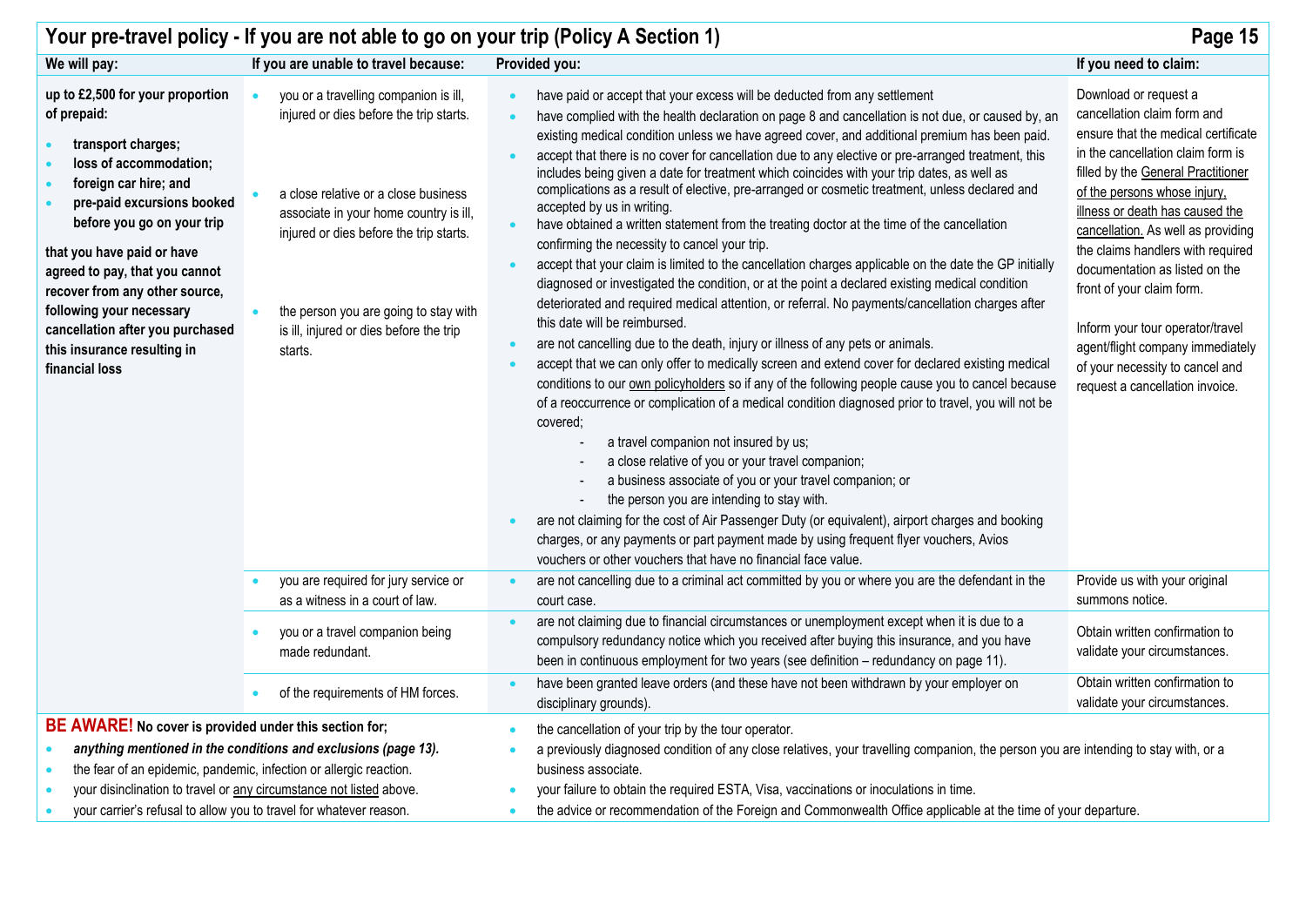## Your pre-travel policy - If you are not able to go on your trip (Policy A Section 1)

| We will pay: | If you are unable to travel because: | Provided you: | If you need to claim: |
|---|---|---|---|
| **up to £2,500 for your proportion of prepaid:**<br>• **transport charges;**<br>• **loss of accommodation;**<br>• **foreign car hire; and**<br>• **pre-paid excursions booked before you go on your trip**<br><br>**that you have paid or have agreed to pay, that you cannot recover from any other source, following your necessary cancellation after you purchased this insurance resulting in financial loss** | • you or a travelling companion is ill, injured or dies before the trip starts.<br><br>• a close relative or a close business associate in your home country is ill, injured or dies before the trip starts.<br><br>• the person you are going to stay with is ill, injured or dies before the trip starts. | • have paid or accept that your excess will be deducted from any settlement<br>• have complied with the health declaration on page 8 and cancellation is not due, or caused by, an existing medical condition unless we have agreed cover, and additional premium has been paid.<br>• accept that there is no cover for cancellation due to any elective or pre-arranged treatment, this includes being given a date for treatment which coincides with your trip dates, as well as complications as a result of elective, pre-arranged or cosmetic treatment, unless declared and accepted by us in writing.<br>• have obtained a written statement from the treating doctor at the time of the cancellation confirming the necessity to cancel your trip.<br>• accept that your claim is limited to the cancellation charges applicable on the date the GP initially diagnosed or investigated the condition, or at the point a declared existing medical condition deteriorated and required medical attention, or referral. No payments/cancellation charges after this date will be reimbursed.<br>• are not cancelling due to the death, injury or illness of any pets or animals.<br>• accept that we can only offer to medically screen and extend cover for declared existing medical conditions to our <u>own policyholders</u> so if any of the following people cause you to cancel because of a reoccurrence or complication of a medical condition diagnosed prior to travel, you will not be covered;<br>- a travel companion not insured by us;<br>- a close relative of you or your travel companion;<br>- a business associate of you or your travel companion; or<br>- the person you are intending to stay with.<br>• are not claiming for the cost of Air Passenger Duty (or equivalent), airport charges and booking charges, or any payments or part payment made by using frequent flyer vouchers, Avios vouchers or other vouchers that have no financial face value. | Download or request a cancellation claim form and ensure that the medical certificate in the cancellation claim form is filled by the <u>General Practitioner of the persons whose injury, illness or death has caused the cancellation.</u> As well as providing the claims handlers with required documentation as listed on the front of your claim form.<br><br>Inform your tour operator/travel agent/flight company immediately of your necessity to cancel and request a cancellation invoice. |
| | • you are required for jury service or as a witness in a court of law. | • are not cancelling due to a criminal act committed by you or where you are the defendant in the court case. | Provide us with your original summons notice. |
| | • you or a travel companion being made redundant. | • are not claiming due to financial circumstances or unemployment except when it is due to a compulsory redundancy notice which you received after buying this insurance, and you have been in continuous employment for two years (see definition – redundancy on page 11). | Obtain written confirmation to validate your circumstances. |
| | • of the requirements of HM forces. | • have been granted leave orders (and these have not been withdrawn by your employer on disciplinary grounds). | Obtain written confirmation to validate your circumstances. |

**BE AWARE! No cover is provided under this section for;**

- ***anything mentioned in the conditions and exclusions (page 13).***
- the fear of an epidemic, pandemic, infection or allergic reaction.
- your disinclination to travel or <u>any circumstance not listed</u> above.
- your carrier's refusal to allow you to travel for whatever reason.
- the cancellation of your trip by the tour operator.
- a previously diagnosed condition of any close relatives, your travelling companion, the person you are intending to stay with, or a business associate.
- your failure to obtain the required ESTA, Visa, vaccinations or inoculations in time.
- the advice or recommendation of the Foreign and Commonwealth Office applicable at the time of your departure.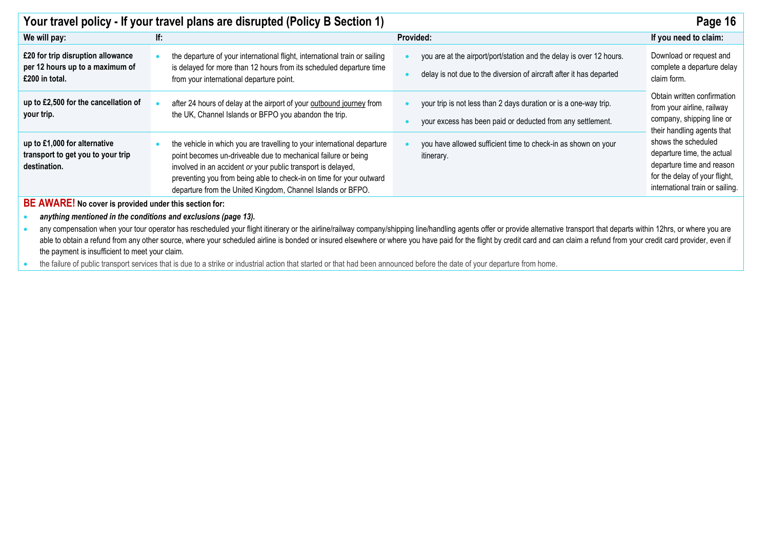## Your travel policy - If your travel plans are disrupted (Policy B Section 1)

| We will pay: | If: | Provided: | If you need to claim: |
|---|---|---|---|
| **£20 for trip disruption allowance per 12 hours up to a maximum of £200 in total.** | • the departure of your international flight, international train or sailing is delayed for more than 12 hours from its scheduled departure time from your international departure point. | • you are at the airport/port/station and the delay is over 12 hours.<br>• delay is not due to the diversion of aircraft after it has departed | Download or request and complete a departure delay claim form. |
| **up to £2,500 for the cancellation of your trip.** | • after 24 hours of delay at the airport of your outbound journey from the UK, Channel Islands or BFPO you abandon the trip. | • your trip is not less than 2 days duration or is a one-way trip.<br>• your excess has been paid or deducted from any settlement. | Obtain written confirmation from your airline, railway company, shipping line or their handling agents that shows the scheduled departure time, the actual departure time and reason for the delay of your flight, international train or sailing. |
| **up to £1,000 for alternative transport to get you to your trip destination.** | • the vehicle in which you are travelling to your international departure point becomes un-driveable due to mechanical failure or being involved in an accident *or* your public transport is delayed, preventing you from being able to check-in on time for your outward departure from the United Kingdom, Channel Islands or BFPO. | • you have allowed sufficient time to check-in as shown on your itinerary. | |

**BE AWARE! No cover is provided under this section for:**

- ***anything mentioned in the conditions and exclusions (page 13).***
- any compensation when your tour operator has rescheduled your flight itinerary or the airline/railway company/shipping line/handling agents offer or provide alternative transport that departs within 12hrs, or where you are able to obtain a refund from any other source, where your scheduled airline is bonded or insured elsewhere or where you have paid for the flight by credit card and can claim a refund from your credit card provider, even if the payment is insufficient to meet your claim.
- the failure of public transport services that is due to a strike or industrial action that started or that had been announced before the date of your departure from home.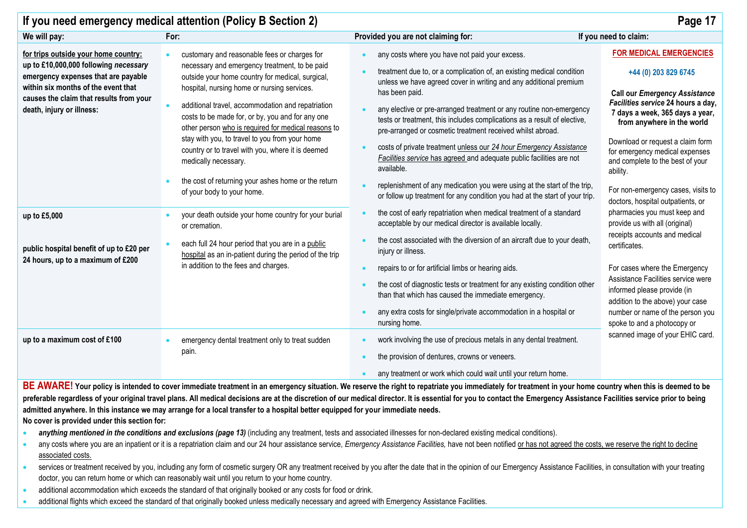# If you need emergency medical attention (Policy B Section 2)

| We will pay: | For: | Provided you are not claiming for: | If you need to claim: |
|---|---|---|---|
| **for trips outside your home country: up to £10,000,000 following *necessary* emergency expenses that are payable within six months of the event that causes the claim that results from your death, injury or illness:** | • customary and reasonable fees or charges for necessary and emergency treatment, to be paid outside your home country for medical, surgical, hospital, nursing home or nursing services.<br>• additional travel, accommodation and repatriation costs to be made for, or by, you and for any one other person who is required for medical reasons to stay with you, to travel to you from your home country or to travel with you, where it is deemed medically necessary.<br>• the cost of returning your ashes home or the return of your body to your home. | • any costs where you have not paid your excess.<br>• treatment due to, or a complication of, an existing medical condition unless we have agreed cover in writing and any additional premium has been paid.<br>• any elective or pre-arranged treatment or any routine non-emergency tests or treatment, this includes complications as a result of elective, pre-arranged or cosmetic treatment received whilst abroad.<br>• costs of private treatment unless our *24 hour Emergency Assistance Facilities service* has agreed and adequate public facilities are not available.<br>• replenishment of any medication you were using at the start of the trip, or follow up treatment for any condition you had at the start of your trip.<br>• the cost of early repatriation when medical treatment of a standard acceptable by our medical director is available locally.<br>• the cost associated with the diversion of an aircraft due to your death, injury or illness.<br>• repairs to or for artificial limbs or hearing aids.<br>• the cost of diagnostic tests or treatment for any existing condition other than that which has caused the immediate emergency.<br>• any extra costs for single/private accommodation in a hospital or nursing home. | **FOR MEDICAL EMERGENCIES**<br>**+44 (0) 203 829 6745**<br>**Call our *Emergency Assistance Facilities service* 24 hours a day, 7 days a week, 365 days a year, from anywhere in the world**<br>Download or request a claim form for emergency medical expenses and complete to the best of your ability.<br>For non-emergency cases, visits to doctors, hospital outpatients, or pharmacies you must keep and provide us with all (original) receipts accounts and medical certificates.<br>For cases where the Emergency Assistance Facilities service were informed please provide (in addition to the above) your case number or name of the person you spoke to and a photocopy or scanned image of your EHIC card. |
| **up to £5,000** | • your death outside your home country for your burial or cremation. | | |
| **public hospital benefit of up to £20 per 24 hours, up to a maximum of £200** | • each full 24 hour period that you are in a public hospital as an in-patient during the period of the trip in addition to the fees and charges. | | |
| **up to a maximum cost of £100** | • emergency dental treatment only to treat sudden pain. | • work involving the use of precious metals in any dental treatment.<br>• the provision of dentures, crowns or veneers.<br>• any treatment or work which could wait until your return home. | |

**BE AWARE! Your policy is intended to cover immediate treatment in an emergency situation. We reserve the right to repatriate you immediately for treatment in your home country when this is deemed to be preferable regardless of your original travel plans. All medical decisions are at the discretion of our medical director. It is essential for you to contact the Emergency Assistance Facilities service prior to being admitted anywhere. In this instance we may arrange for a local transfer to a hospital better equipped for your immediate needs.**

**No cover is provided under this section for:**

- ***anything mentioned in the conditions and exclusions (page 13)*** (including any treatment, tests and associated illnesses for non-declared existing medical conditions).
- any costs where you are an inpatient or it is a repatriation claim and our 24 hour assistance service, *Emergency Assistance Facilities,* have not been notified or has not agreed the costs, we reserve the right to decline associated costs.
- services or treatment received by you, including any form of cosmetic surgery OR any treatment received by you after the date that in the opinion of our Emergency Assistance Facilities, in consultation with your treating doctor, you can return home or which can reasonably wait until you return to your home country.
- additional accommodation which exceeds the standard of that originally booked or any costs for food or drink.
- additional flights which exceed the standard of that originally booked unless medically necessary and agreed with Emergency Assistance Facilities.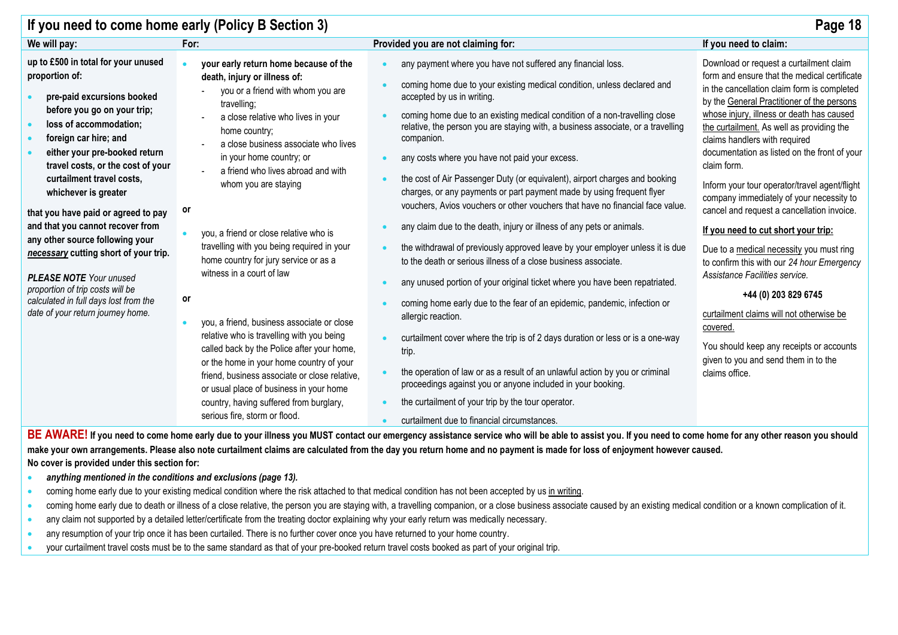## If you need to come home early (Policy B Section 3)

| We will pay: | For: | Provided you are not claiming for: | If you need to claim: |
|---|---|---|---|
| **up to £500 in total for your unused proportion of:**<br>• **pre-paid excursions booked before you go on your trip;**<br>• **loss of accommodation;**<br>• **foreign car hire; and**<br>• **either your pre-booked return travel costs, or the cost of your curtailment travel costs, whichever is greater**<br><br>**that you have paid or agreed to pay and that you cannot recover from any other source following your *necessary* cutting short of your trip.**<br><br>***PLEASE NOTE*** *Your unused proportion of trip costs will be calculated in full days lost from the date of your return journey home.* | • **your early return home because of the death, injury or illness of:**<br>- you or a friend with whom you are travelling;<br>- a close relative who lives in your home country;<br>- a close business associate who lives in your home country; or<br>- a friend who lives abroad and with whom you are staying<br><br>**or**<br><br>• you, a friend or close relative who is travelling with you being required in your home country for jury service or as a witness in a court of law<br><br>**or**<br><br>• you, a friend, business associate or close relative who is travelling with you being called back by the Police after your home, or the home in your home country of your friend, business associate or close relative, or usual place of business in your home country, having suffered from burglary, serious fire, storm or flood. | • any payment where you have not suffered any financial loss.<br>• coming home due to your existing medical condition, unless declared and accepted by us in writing.<br>• coming home due to an existing medical condition of a non-travelling close relative, the person you are staying with, a business associate, or a travelling companion.<br>• any costs where you have not paid your excess.<br>• the cost of Air Passenger Duty (or equivalent), airport charges and booking charges, or any payments or part payment made by using frequent flyer vouchers, Avios vouchers or other vouchers that have no financial face value.<br>• any claim due to the death, injury or illness of any pets or animals.<br>• the withdrawal of previously approved leave by your employer unless it is due to the death or serious illness of a close business associate.<br>• any unused portion of your original ticket where you have been repatriated.<br>• coming home early due to the fear of an epidemic, pandemic, infection or allergic reaction.<br>• curtailment cover where the trip is of 2 days duration or less or is a one-way trip.<br>• the operation of law or as a result of an unlawful action by you or criminal proceedings against you or anyone included in your booking.<br>• the curtailment of your trip by the tour operator.<br>• curtailment due to financial circumstances. | Download or request a curtailment claim form and ensure that the medical certificate in the cancellation claim form is completed by the General Practitioner of the persons whose injury, illness or death has caused the curtailment. As well as providing the claims handlers with required documentation as listed on the front of your claim form.<br><br>Inform your tour operator/travel agent/flight company immediately of your necessity to cancel and request a cancellation invoice.<br><br>**If you need to cut short your trip:**<br><br>Due to a medical necessity you must ring to confirm this with our *24 hour Emergency Assistance Facilities service.*<br><br>**+44 (0) 203 829 6745**<br><br>curtailment claims will not otherwise be covered.<br><br>You should keep any receipts or accounts given to you and send them in to the claims office. |

**BE AWARE! If you need to come home early due to your illness you MUST contact our emergency assistance service who will be able to assist you. If you need to come home for any other reason you should make your own arrangements. Please also note curtailment claims are calculated from the day you return home and no payment is made for loss of enjoyment however caused.**

**No cover is provided under this section for:**

- ***anything mentioned in the conditions and exclusions (page 13).***
- coming home early due to your existing medical condition where the risk attached to that medical condition has not been accepted by us in writing.
- coming home early due to death or illness of a close relative, the person you are staying with, a travelling companion, or a close business associate caused by an existing medical condition or a known complication of it.
- any claim not supported by a detailed letter/certificate from the treating doctor explaining why your early return was medically necessary.
- any resumption of your trip once it has been curtailed. There is no further cover once you have returned to your home country.
- your curtailment travel costs must be to the same standard as that of your pre-booked return travel costs booked as part of your original trip.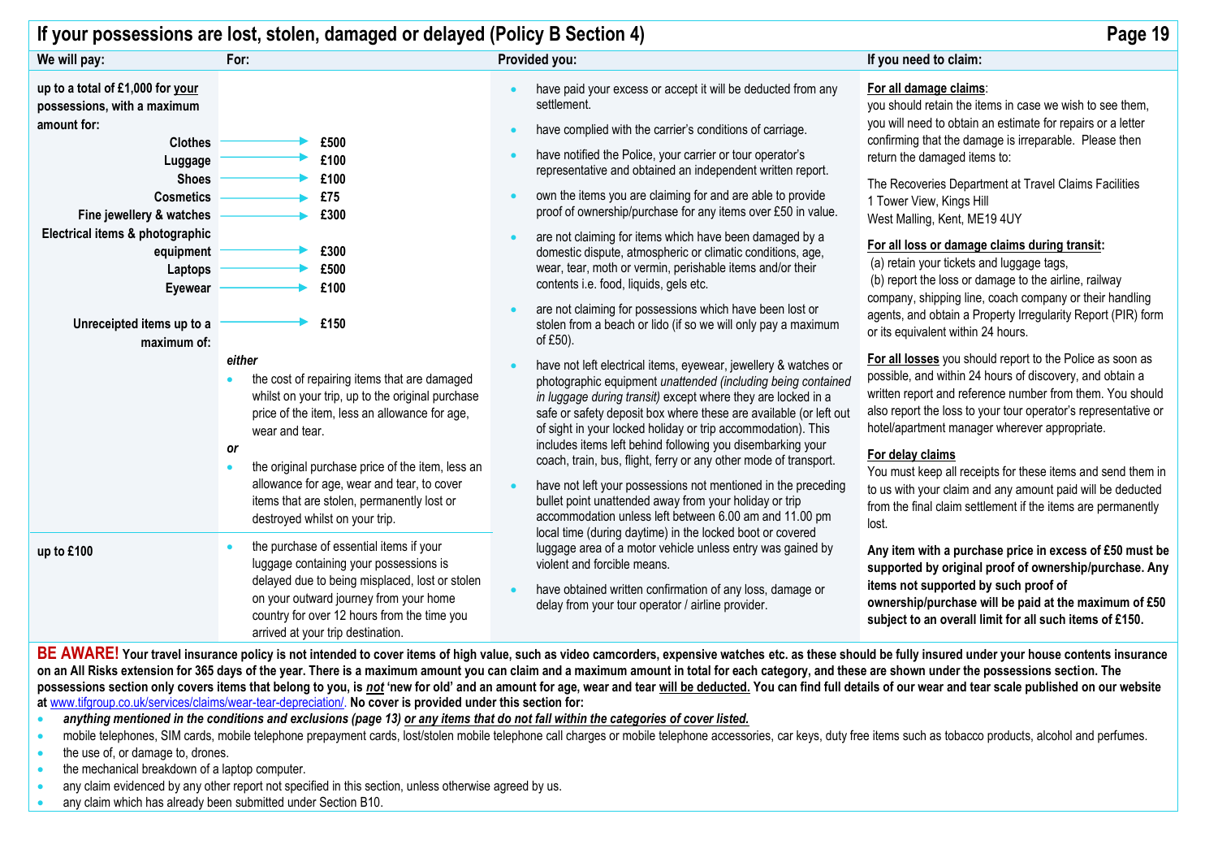# If your possessions are lost, stolen, damaged or delayed (Policy B Section 4)

| We will pay: | For: | Provided you: | If you need to claim: |
|---|---|---|---|
| **up to a total of £1,000 for <u>your</u> possessions, with a maximum amount for:**<br><br>**Clothes** → **£500**<br>**Luggage** → **£100**<br>**Shoes** → **£100**<br>**Cosmetics** → **£75**<br>**Fine jewellery & watches** → **£300**<br>**Electrical items & photographic equipment** → **£300**<br>**Laptops** → **£500**<br>**Eyewear** → **£100**<br><br>**Unreceipted items up to a maximum of:** → **£150** | *either*<br>• the cost of repairing items that are damaged whilst on your trip, up to the original purchase price of the item, less an allowance for age, wear and tear.<br>*or*<br>• the original purchase price of the item, less an allowance for age, wear and tear, to cover items that are stolen, permanently lost or destroyed whilst on your trip. | • have paid your excess or accept it will be deducted from any settlement.<br>• have complied with the carrier's conditions of carriage.<br>• have notified the Police, your carrier or tour operator's representative and obtained an independent written report.<br>• own the items you are claiming for and are able to provide proof of ownership/purchase for any items over £50 in value.<br>• are not claiming for items which have been damaged by a domestic dispute, atmospheric or climatic conditions, age, wear, tear, moth or vermin, perishable items and/or their contents i.e. food, liquids, gels etc.<br>• are not claiming for possessions which have been lost or stolen from a beach or lido (if so we will only pay a maximum of £50).<br>• have not left electrical items, eyewear, jewellery & watches or photographic equipment *unattended (including being contained in luggage during transit)* except where they are locked in a safe or safety deposit box where these are available (or left out of sight in your locked holiday or trip accommodation). This includes items left behind following you disembarking your coach, train, bus, flight, ferry or any other mode of transport.<br>• have not left your possessions not mentioned in the preceding bullet point unattended away from your holiday or trip accommodation unless left between 6.00 am and 11.00 pm local time (during daytime) in the locked boot or covered luggage area of a motor vehicle unless entry was gained by violent and forcible means.<br>• have obtained written confirmation of any loss, damage or delay from your tour operator / airline provider. | **<u>For all damage claims</u>:**<br>you should retain the items in case we wish to see them, you will need to obtain an estimate for repairs or a letter confirming that the damage is irreparable. Please then return the damaged items to:<br><br>The Recoveries Department at Travel Claims Facilities<br>1 Tower View, Kings Hill<br>West Malling, Kent, ME19 4UY<br><br>**<u>For all loss or damage claims during transit</u>:**<br>(a) retain your tickets and luggage tags,<br>(b) report the loss or damage to the airline, railway company, shipping line, coach company or their handling agents, and obtain a Property Irregularity Report (PIR) form or its equivalent within 24 hours.<br><br>**<u>For all losses</u>** you should report to the Police as soon as possible, and within 24 hours of discovery, and obtain a written report and reference number from them. You should also report the loss to your tour operator's representative or hotel/apartment manager wherever appropriate.<br><br>**<u>For delay claims</u>**<br>You must keep all receipts for these items and send them in to us with your claim and any amount paid will be deducted from the final claim settlement if the items are permanently lost.<br><br>**Any item with a purchase price in excess of £50 must be supported by original proof of ownership/purchase. Any items not supported by such proof of ownership/purchase will be paid at the maximum of £50 subject to an overall limit for all such items of £150.** |
| **up to £100** | • the purchase of essential items if your luggage containing your possessions is delayed due to being misplaced, lost or stolen on your outward journey from your home country for over 12 hours from the time you arrived at your trip destination. | | |

**BE AWARE! Your travel insurance policy is not intended to cover items of high value, such as video camcorders, expensive watches etc. as these should be fully insured under your house contents insurance on an All Risks extension for 365 days of the year. There is a maximum amount you can claim and a maximum amount in total for each category, and these are shown under the possessions section. The possessions section only covers items that belong to you, is *<u>not</u>* 'new for old' and an amount for age, wear and tear <u>will be deducted.</u> You can find full details of our wear and tear scale published on our website at** [www.tifgroup.co.uk/services/claims/wear-tear-depreciation/](www.tifgroup.co.uk/services/claims/wear-tear-depreciation/). **No cover is provided under this section for:**

- ***anything mentioned in the conditions and exclusions (page 13) <u>or any items that do not fall within the categories of cover listed.</u>***
- mobile telephones, SIM cards, mobile telephone prepayment cards, lost/stolen mobile telephone call charges or mobile telephone accessories, car keys, duty free items such as tobacco products, alcohol and perfumes.
- the use of, or damage to, drones.
- the mechanical breakdown of a laptop computer.
- any claim evidenced by any other report not specified in this section, unless otherwise agreed by us.
- any claim which has already been submitted under Section B10.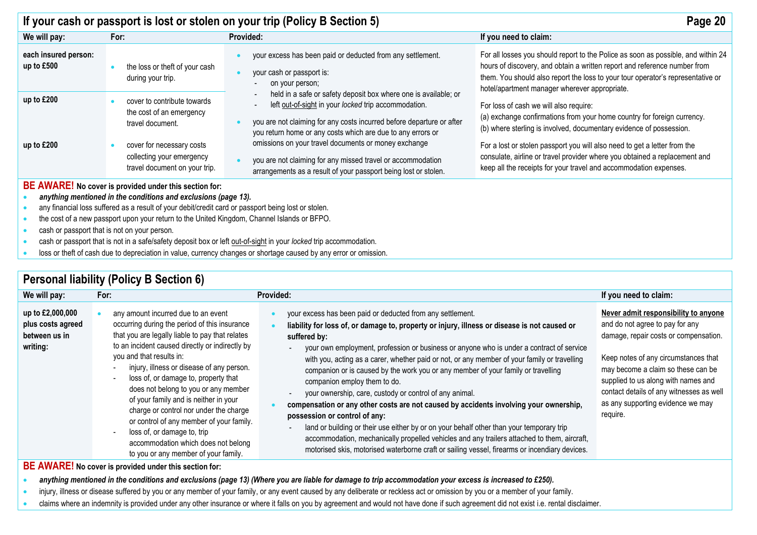## If your cash or passport is lost or stolen on your trip (Policy B Section 5)

| We will pay: | For: | Provided: | If you need to claim: |
|---|---|---|---|
| **each insured person: up to £500** | • the loss or theft of your cash during your trip. | • your excess has been paid or deducted from any settlement.<br>• your cash or passport is:<br>- on your person;<br>- held in a safe or safety deposit box where one is available; or<br>- left <u>out-of-sight</u> in your *locked* trip accommodation.<br>• you are not claiming for any costs incurred before departure or after you return home or any costs which are due to any errors or omissions on your travel documents or money exchange<br>• you are not claiming for any missed travel or accommodation arrangements as a result of your passport being lost or stolen. | For all losses you should report to the Police as soon as possible, and within 24 hours of discovery, and obtain a written report and reference number from them. You should also report the loss to your tour operator's representative or hotel/apartment manager wherever appropriate.<br><br>For loss of cash we will also require:<br>(a) exchange confirmations from your home country for foreign currency.<br>(b) where sterling is involved, documentary evidence of possession.<br><br>For a lost or stolen passport you will also need to get a letter from the consulate, airline or travel provider where you obtained a replacement and keep all the receipts for your travel and accommodation expenses. |
| **up to £200** | • cover to contribute towards the cost of an emergency travel document. | | |
| **up to £200** | • cover for necessary costs collecting your emergency travel document on your trip. | | |

**BE AWARE! No cover is provided under this section for:**

- ***anything mentioned in the conditions and exclusions (page 13).***
- any financial loss suffered as a result of your debit/credit card or passport being lost or stolen.
- the cost of a new passport upon your return to the United Kingdom, Channel Islands or BFPO.
- cash or passport that is not on your person.
- cash or passport that is not in a safe/safety deposit box or left <u>out-of-sight</u> in your *locked* trip accommodation.
- loss or theft of cash due to depreciation in value, currency changes or shortage caused by any error or omission.

## Personal liability (Policy B Section 6)

| We will pay: | For: | Provided: | If you need to claim: |
|---|---|---|---|
| **up to £2,000,000 plus costs agreed between us in writing:** | • any amount incurred due to an event occurring during the period of this insurance that you are legally liable to pay that relates to an incident caused directly or indirectly by you and that results in:<br>- injury, illness or disease of any person.<br>- loss of, or damage to, property that does not belong to you or any member of your family and is neither in your charge or control nor under the charge or control of any member of your family.<br>- loss of, or damage to, trip accommodation which does not belong to you or any member of your family. | • your excess has been paid or deducted from any settlement.<br>• **liability for loss of, or damage to, property or injury, illness or disease is not caused or suffered by:**<br>- your own employment, profession or business or anyone who is under a contract of service with you, acting as a carer, whether paid or not, or any member of your family or travelling companion or is caused by the work you or any member of your family or travelling companion employ them to do.<br>- your ownership, care, custody or control of any animal.<br>• **compensation or any other costs are not caused by accidents involving your ownership, possession or control of any:**<br>- land or building or their use either by or on your behalf other than your temporary trip accommodation, mechanically propelled vehicles and any trailers attached to them, aircraft, motorised skis, motorised waterborne craft or sailing vessel, firearms or incendiary devices. | <u>**Never admit responsibility to anyone**</u> and do not agree to pay for any damage, repair costs or compensation.<br><br>Keep notes of any circumstances that may become a claim so these can be supplied to us along with names and contact details of any witnesses as well as any supporting evidence we may require. |

**BE AWARE! No cover is provided under this section for:**

- ***anything mentioned in the conditions and exclusions (page 13) (Where you are liable for damage to trip accommodation your excess is increased to £250).***
- injury, illness or disease suffered by you or any member of your family, or any event caused by any deliberate or reckless act or omission by you or a member of your family.
- claims where an indemnity is provided under any other insurance or where it falls on you by agreement and would not have done if such agreement did not exist i.e. rental disclaimer.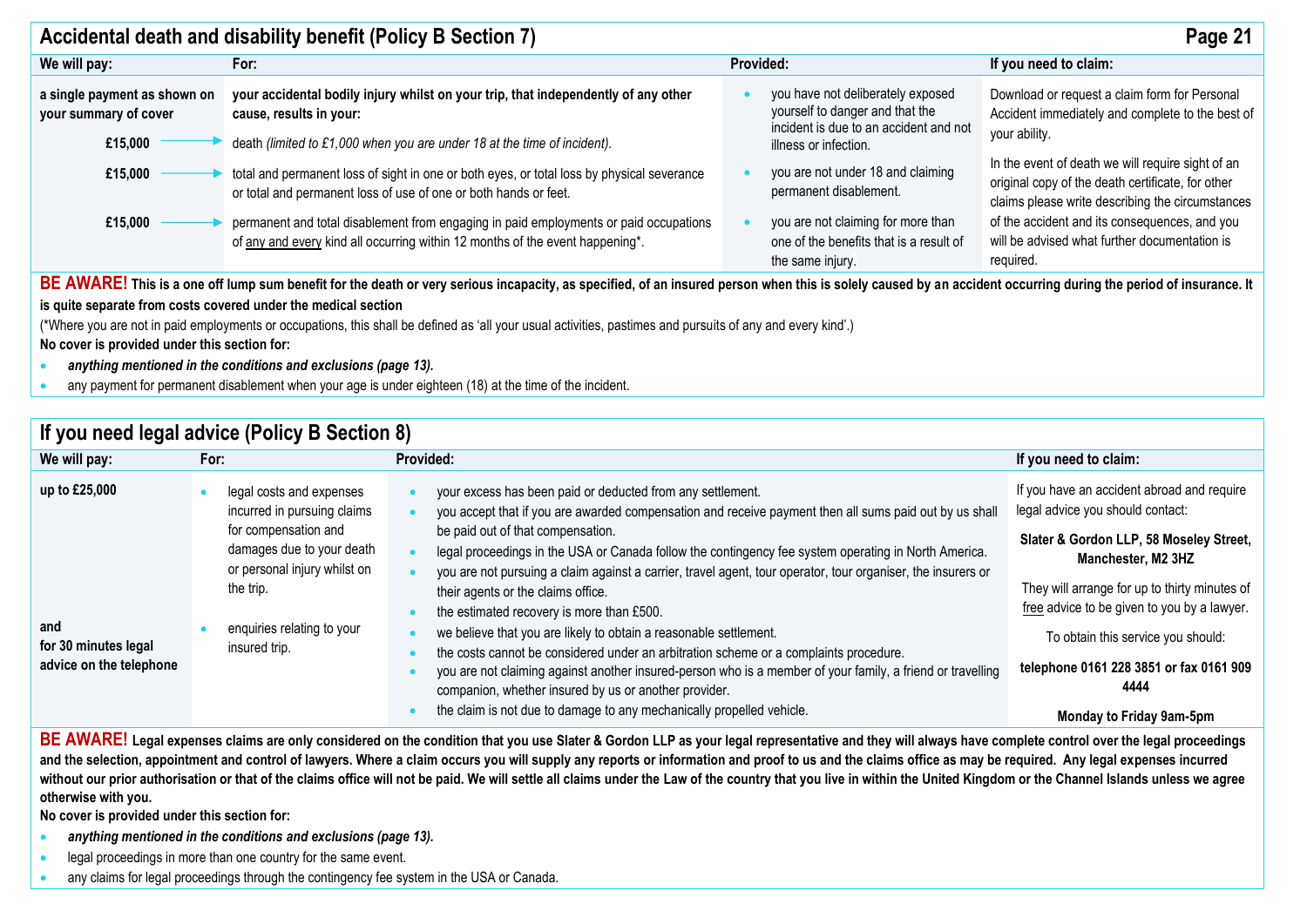## Accidental death and disability benefit (Policy B Section 7)

| We will pay: | For: | Provided: | If you need to claim: |
| --- | --- | --- | --- |
| **a single payment as shown on your summary of cover** | **your accidental bodily injury whilst on your trip, that independently of any other cause, results in your:** | • you have not deliberately exposed yourself to danger and that the incident is due to an accident and not illness or infection. | Download or request a claim form for Personal Accident immediately and complete to the best of your ability. |
| **£15,000** → | death *(limited to £1,000 when you are under 18 at the time of incident).* | • you are not under 18 and claiming permanent disablement. | In the event of death we will require sight of an original copy of the death certificate, for other claims please write describing the circumstances of the accident and its consequences, and you will be advised what further documentation is required. |
| **£15,000** → | total and permanent loss of sight in one or both eyes, or total loss by physical severance or total and permanent loss of use of one or both hands or feet. | • you are not claiming for more than one of the benefits that is a result of the same injury. | |
| **£15,000** → | permanent and total disablement from engaging in paid employments or paid occupations of any and every kind all occurring within 12 months of the event happening*. | | |

**BE AWARE! This is a one off lump sum benefit for the death or very serious incapacity, as specified, of an insured person when this is solely caused by an accident occurring during the period of insurance. It is quite separate from costs covered under the medical section**

(*Where you are not in paid employments or occupations, this shall be defined as 'all your usual activities, pastimes and pursuits of any and every kind'.)

**No cover is provided under this section for:**

- ***anything mentioned in the conditions and exclusions (page 13).***
- any payment for permanent disablement when your age is under eighteen (18) at the time of the incident.

## If you need legal advice (Policy B Section 8)

| We will pay: | For: | Provided: | If you need to claim: |
| --- | --- | --- | --- |
| **up to £25,000** | • legal costs and expenses incurred in pursuing claims for compensation and damages due to your death or personal injury whilst on the trip. | • your excess has been paid or deducted from any settlement.<br>• you accept that if you are awarded compensation and receive payment then all sums paid out by us shall be paid out of that compensation.<br>• legal proceedings in the USA or Canada follow the contingency fee system operating in North America.<br>• you are not pursuing a claim against a carrier, travel agent, tour operator, tour organiser, the insurers or their agents or the claims office.<br>• the estimated recovery is more than £500.<br>• we believe that you are likely to obtain a reasonable settlement.<br>• the costs cannot be considered under an arbitration scheme or a complaints procedure.<br>• you are not claiming against another insured-person who is a member of your family, a friend or travelling companion, whether insured by us or another provider.<br>• the claim is not due to damage to any mechanically propelled vehicle. | If you have an accident abroad and require legal advice you should contact:<br>**Slater & Gordon LLP, 58 Moseley Street, Manchester, M2 3HZ**<br>They will arrange for up to thirty minutes of free advice to be given to you by a lawyer.<br>To obtain this service you should:<br>**telephone 0161 228 3851 or fax 0161 909 4444**<br>**Monday to Friday 9am-5pm** |
| **and for 30 minutes legal advice on the telephone** | • enquiries relating to your insured trip. | | |

**BE AWARE! Legal expenses claims are only considered on the condition that you use Slater & Gordon LLP as your legal representative and they will always have complete control over the legal proceedings and the selection, appointment and control of lawyers. Where a claim occurs you will supply any reports or information and proof to us and the claims office as may be required. Any legal expenses incurred without our prior authorisation or that of the claims office will not be paid. We will settle all claims under the Law of the country that you live in within the United Kingdom or the Channel Islands unless we agree otherwise with you.**

**No cover is provided under this section for:**

- ***anything mentioned in the conditions and exclusions (page 13).***
- legal proceedings in more than one country for the same event.
- any claims for legal proceedings through the contingency fee system in the USA or Canada.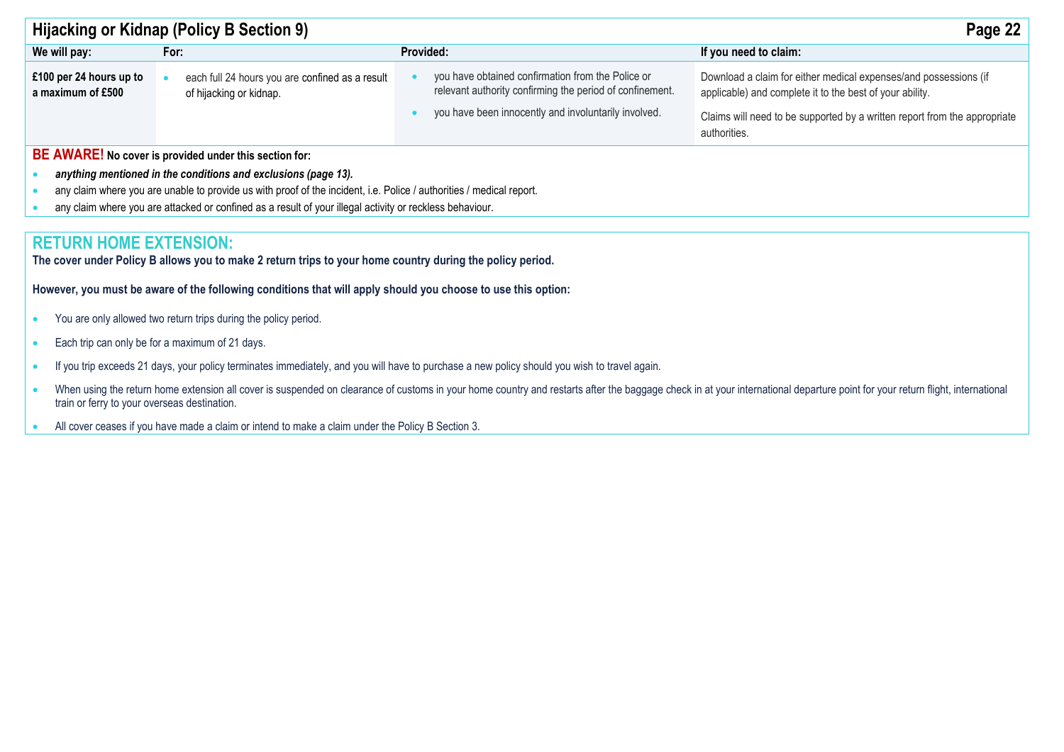## Hijacking or Kidnap (Policy B Section 9)

| We will pay: | For: | Provided: | If you need to claim: |
| --- | --- | --- | --- |
| **£100 per 24 hours up to a maximum of £500** | • each full 24 hours you are confined as a result of hijacking or kidnap. | • you have obtained confirmation from the Police or relevant authority confirming the period of confinement.<br>• you have been innocently and involuntarily involved. | Download a claim for either medical expenses/and possessions (if applicable) and complete it to the best of your ability.<br><br>Claims will need to be supported by a written report from the appropriate authorities. |

**BE AWARE! No cover is provided under this section for:**

- ***anything mentioned in the conditions and exclusions (page 13).***
- any claim where you are unable to provide us with proof of the incident, i.e. Police / authorities / medical report.
- any claim where you are attacked or confined as a result of your illegal activity or reckless behaviour.

## RETURN HOME EXTENSION:

**The cover under Policy B allows you to make 2 return trips to your home country during the policy period.**

**However, you must be aware of the following conditions that will apply should you choose to use this option:**

- You are only allowed two return trips during the policy period.
- Each trip can only be for a maximum of 21 days.
- If you trip exceeds 21 days, your policy terminates immediately, and you will have to purchase a new policy should you wish to travel again.
- When using the return home extension all cover is suspended on clearance of customs in your home country and restarts after the baggage check in at your international departure point for your return flight, international train or ferry to your overseas destination.
- All cover ceases if you have made a claim or intend to make a claim under the Policy B Section 3.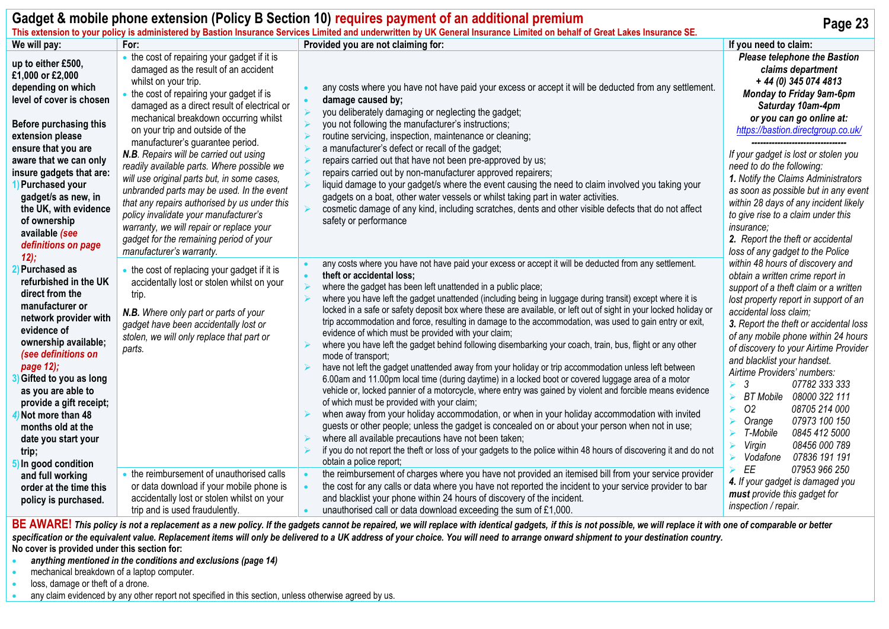# Gadget & mobile phone extension (Policy B Section 10) requires payment of an additional premium

**This extension to your policy is administered by Bastion Insurance Services Limited and underwritten by UK General Insurance Limited on behalf of Great Lakes Insurance SE.**

| We will pay: | For: | Provided you are not claiming for: | If you need to claim: |
|---|---|---|---|
| **up to either £500, £1,000 or £2,000 depending on which level of cover is chosen**<br><br>**Before purchasing this extension please ensure that you are aware that we can only insure gadgets that are:**<br>1) **Purchased your gadget/s as new, in the UK, with evidence of ownership available** *(see definitions on page 12)*;<br>2) **Purchased as refurbished in the UK direct from the manufacturer or network provider with evidence of ownership available;** *(see definitions on page 12)*;<br>3) **Gifted to you as long as you are able to provide a gift receipt;**<br>4) **Not more than 48 months old at the date you start your trip;**<br>5) **In good condition and full working order at the time this policy is purchased.** | • the cost of repairing your gadget if it is damaged as the result of an accident whilst on your trip.<br>• the cost of repairing your gadget if is damaged as a direct result of electrical or mechanical breakdown occurring whilst on your trip and outside of the manufacturer's guarantee period.<br>***N.B.** Repairs will be carried out using readily available parts. Where possible we will use original parts but, in some cases, unbranded parts may be used. In the event that any repairs authorised by us under this policy invalidate your manufacturer's warranty, we will repair or replace your gadget for the remaining period of your manufacturer's warranty.* | • any costs where you have not have paid your excess or accept it will be deducted from any settlement.<br>• **damage caused by;**<br>➢ you deliberately damaging or neglecting the gadget;<br>➢ you not following the manufacturer's instructions;<br>➢ routine servicing, inspection, maintenance or cleaning;<br>➢ a manufacturer's defect or recall of the gadget;<br>➢ repairs carried out that have not been pre-approved by us;<br>➢ repairs carried out by non-manufacturer approved repairers;<br>➢ liquid damage to your gadget/s where the event causing the need to claim involved you taking your gadgets on a boat, other water vessels or whilst taking part in water activities.<br>➢ cosmetic damage of any kind, including scratches, dents and other visible defects that do not affect safety or performance | ***Please telephone the Bastion claims department + 44 (0) 345 074 4813 Monday to Friday 9am-6pm Saturday 10am-4pm or you can go online at:*** *https://bastion.directgroup.co.uk/*<br>---------------------------------<br>*If your gadget is lost or stolen you need to do the following:*<br>***1.** Notify the Claims Administrators as soon as possible but in any event within 28 days of any incident likely to give rise to a claim under this insurance;*<br>***2.** Report the theft or accidental loss of any gadget to the Police within 48 hours of discovery and obtain a written crime report in support of a theft claim or a written lost property report in support of an accidental loss claim;*<br>***3.** Report the theft or accidental loss of any mobile phone within 24 hours of discovery to your Airtime Provider and blacklist your handset.*<br>*Airtime Providers' numbers:*<br>➢ *3* 07782 333 333<br>➢ *BT Mobile* 08000 322 111<br>➢ *O2* 08705 214 000<br>➢ *Orange* 07973 100 150<br>➢ *T-Mobile* 0845 412 5000<br>➢ *Virgin* 08456 000 789<br>➢ *Vodafone* 07836 191 191<br>➢ *EE* 07953 966 250<br>***4.** If your gadget is damaged you **must** provide this gadget for inspection / repair.* |
| | • the cost of replacing your gadget if it is accidentally lost or stolen whilst on your trip.<br><br>***N.B.** Where only part or parts of your gadget have been accidentally lost or stolen, we will only replace that part or parts.* | • any costs where you have not have paid your excess or accept it will be deducted from any settlement.<br>• **theft or accidental loss;**<br>➢ where the gadget has been left unattended in a public place;<br>➢ where you have left the gadget unattended (including being in luggage during transit) except where it is locked in a safe or safety deposit box where these are available, or left out of sight in your locked holiday or trip accommodation and force, resulting in damage to the accommodation, was used to gain entry or exit, evidence of which must be provided with your claim;<br>➢ where you have left the gadget behind following disembarking your coach, train, bus, flight or any other mode of transport;<br>➢ have not left the gadget unattended away from your holiday or trip accommodation unless left between 6.00am and 11.00pm local time (during daytime) in a locked boot or covered luggage area of a motor vehicle or, locked pannier of a motorcycle, where entry was gained by violent and forcible means evidence of which must be provided with your claim;<br>➢ when away from your holiday accommodation, or when in your holiday accommodation with invited guests or other people; unless the gadget is concealed on or about your person when not in use;<br>➢ where all available precautions have not been taken;<br>➢ if you do not report the theft or loss of your gadgets to the police within 48 hours of discovering it and do not obtain a police report; | |
| | • the reimbursement of unauthorised calls or data download if your mobile phone is accidentally lost or stolen whilst on your trip and is used fraudulently. | • the reimbursement of charges where you have not provided an itemised bill from your service provider<br>• the cost for any calls or data where you have not reported the incident to your service provider to bar and blacklist your phone within 24 hours of discovery of the incident.<br>• unauthorised call or data download exceeding the sum of £1,000. | |

**BE AWARE!** ***This policy is not a replacement as a new policy. If the gadgets cannot be repaired, we will replace with identical gadgets, if this is not possible, we will replace it with one of comparable or better specification or the equivalent value. Replacement items will only be delivered to a UK address of your choice. You will need to arrange onward shipment to your destination country.***

**No cover is provided under this section for:**

- ***anything mentioned in the conditions and exclusions (page 14)***
- mechanical breakdown of a laptop computer.
- loss, damage or theft of a drone.
- any claim evidenced by any other report not specified in this section, unless otherwise agreed by us.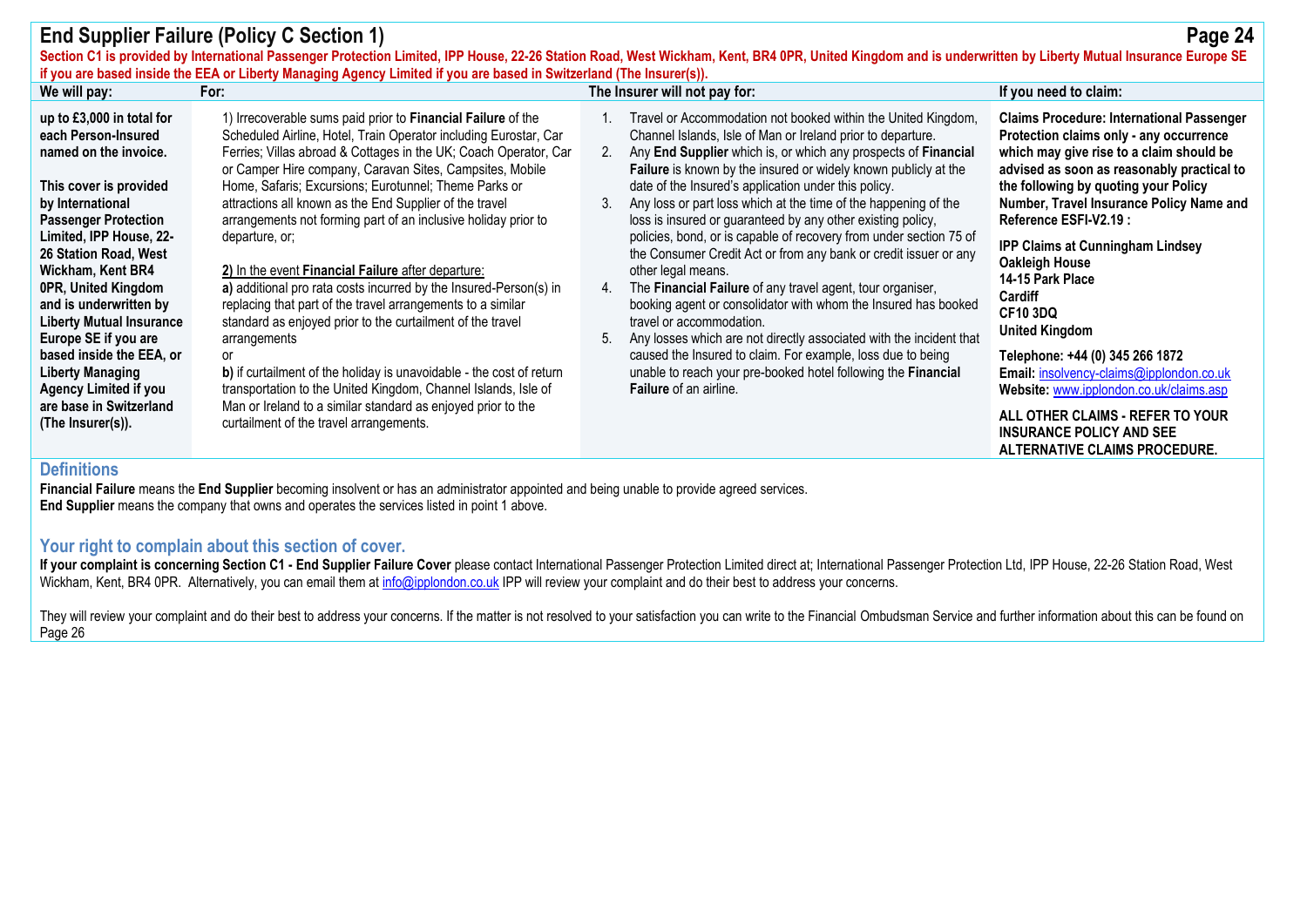# End Supplier Failure (Policy C Section 1)

**Section C1 is provided by International Passenger Protection Limited, IPP House, 22-26 Station Road, West Wickham, Kent, BR4 0PR, United Kingdom and is underwritten by Liberty Mutual Insurance Europe SE if you are based inside the EEA or Liberty Managing Agency Limited if you are based in Switzerland (The Insurer(s)).**

| We will pay: | For: | The Insurer will not pay for: | If you need to claim: |
|---|---|---|---|
| **up to £3,000 in total for each Person-Insured named on the invoice.**<br><br>**This cover is provided by International Passenger Protection Limited, IPP House, 22-26 Station Road, West Wickham, Kent BR4 0PR, United Kingdom and is underwritten by Liberty Mutual Insurance Europe SE if you are based inside the EEA, or Liberty Managing Agency Limited if you are base in Switzerland (The Insurer(s)).** | 1) Irrecoverable sums paid prior to **Financial Failure** of the Scheduled Airline, Hotel, Train Operator including Eurostar, Car Ferries; Villas abroad & Cottages in the UK; Coach Operator, Car or Camper Hire company, Caravan Sites, Campsites, Mobile Home, Safaris; Excursions; Eurotunnel; Theme Parks or attractions all known as the End Supplier of the travel arrangements not forming part of an inclusive holiday prior to departure, or;<br><br>**2)** In the event **Financial Failure** after departure:<br>**a)** additional pro rata costs incurred by the Insured-Person(s) in replacing that part of the travel arrangements to a similar standard as enjoyed prior to the curtailment of the travel arrangements<br>or<br>**b)** if curtailment of the holiday is unavoidable - the cost of return transportation to the United Kingdom, Channel Islands, Isle of Man or Ireland to a similar standard as enjoyed prior to the curtailment of the travel arrangements. | 1. Travel or Accommodation not booked within the United Kingdom, Channel Islands, Isle of Man or Ireland prior to departure.<br>2. Any **End Supplier** which is, or which any prospects of **Financial Failure** is known by the insured or widely known publicly at the date of the Insured's application under this policy.<br>3. Any loss or part loss which at the time of the happening of the loss is insured or guaranteed by any other existing policy, policies, bond, or is capable of recovery from under section 75 of the Consumer Credit Act or from any bank or credit issuer or any other legal means.<br>4. The **Financial Failure** of any travel agent, tour organiser, booking agent or consolidator with whom the Insured has booked travel or accommodation.<br>5. Any losses which are not directly associated with the incident that caused the Insured to claim. For example, loss due to being unable to reach your pre-booked hotel following the **Financial Failure** of an airline. | **Claims Procedure: International Passenger Protection claims only - any occurrence which may give rise to a claim should be advised as soon as reasonably practical to the following by quoting your Policy Number, Travel Insurance Policy Name and Reference ESFI-V2.19 :**<br><br>**IPP Claims at Cunningham Lindsey**<br>**Oakleigh House**<br>**14-15 Park Place**<br>**Cardiff**<br>**CF10 3DQ**<br>**United Kingdom**<br><br>**Telephone: +44 (0) 345 266 1872**<br>**Email:** insolvency-claims@ipplondon.co.uk<br>**Website:** www.ipplondon.co.uk/claims.asp<br><br>**ALL OTHER CLAIMS - REFER TO YOUR INSURANCE POLICY AND SEE ALTERNATIVE CLAIMS PROCEDURE.** |

## Definitions

**Financial Failure** means the **End Supplier** becoming insolvent or has an administrator appointed and being unable to provide agreed services.
**End Supplier** means the company that owns and operates the services listed in point 1 above.

## Your right to complain about this section of cover.

**If your complaint is concerning Section C1 - End Supplier Failure Cover** please contact International Passenger Protection Limited direct at; International Passenger Protection Ltd, IPP House, 22-26 Station Road, West Wickham, Kent, BR4 0PR. Alternatively, you can email them at info@ipplondon.co.uk IPP will review your complaint and do their best to address your concerns.

They will review your complaint and do their best to address your concerns. If the matter is not resolved to your satisfaction you can write to the Financial Ombudsman Service and further information about this can be found on Page 26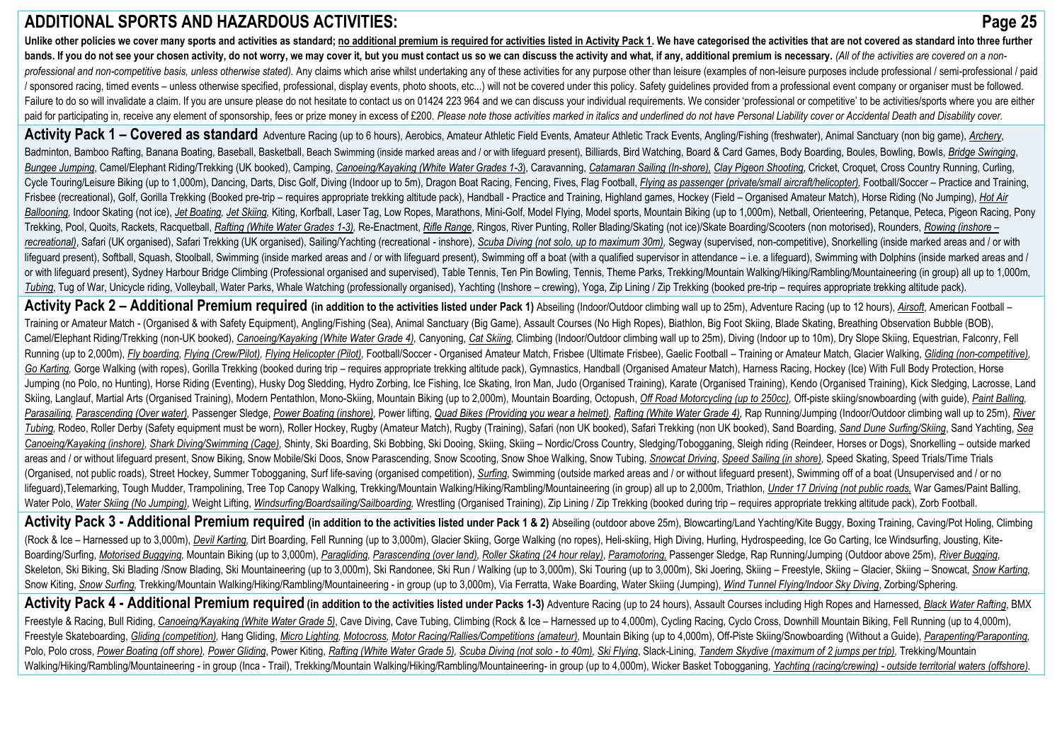# ADDITIONAL SPORTS AND HAZARDOUS ACTIVITIES:

**Unlike other policies we cover many sports and activities as standard; <u>no additional premium is required for activities listed in Activity Pack 1</u>. We have categorised the activities that are not covered as standard into three further bands. If you do not see your chosen activity, do not worry, we may cover it, but you must contact us so we can discuss the activity and what, if any, additional premium is necessary.** *(All of the activities are covered on a non-professional and non-competitive basis, unless otherwise stated).* Any claims which arise whilst undertaking any of these activities for any purpose other than leisure (examples of non-leisure purposes include professional / semi-professional / paid / sponsored racing, timed events – unless otherwise specified, professional, display events, photo shoots, etc...) will not be covered under this policy. Safety guidelines provided from a professional event company or organiser must be followed. Failure to do so will invalidate a claim. If you are unsure please do not hesitate to contact us on 01424 223 964 and we can discuss your individual requirements. We consider 'professional or competitive' to be activities/sports where you are either paid for participating in, receive any element of sponsorship, fees or prize money in excess of £200. *Please note those activities marked in italics and underlined do not have Personal Liability cover or Accidental Death and Disability cover.*

**Activity Pack 1 – Covered as standard** Adventure Racing (up to 6 hours), Aerobics, Amateur Athletic Field Events, Amateur Athletic Track Events, Angling/Fishing (freshwater), Animal Sanctuary (non big game), *<u>Archery</u>*, Badminton, Bamboo Rafting, Banana Boating, Baseball, Basketball, Beach Swimming (inside marked areas and / or with lifeguard present), Billiards, Bird Watching, Board & Card Games, Body Boarding, Boules, Bowling, Bowls, *<u>Bridge Swinging</u>*, *<u>Bungee Jumping</u>*, Camel/Elephant Riding/Trekking (UK booked), Camping, *<u>Canoeing/Kayaking (White Water Grades 1-3)</u>*, Caravanning, *<u>Catamaran Sailing (In-shore)</u>*, *<u>Clay Pigeon Shooting</u>*, Cricket, Croquet, Cross Country Running, Curling, Cycle Touring/Leisure Biking (up to 1,000m), Dancing, Darts, Disc Golf, Diving (Indoor up to 5m), Dragon Boat Racing, Fencing, Fives, Flag Football, *<u>Flying as passenger (private/small aircraft/helicopter)</u>*, Football/Soccer – Practice and Training, Frisbee (recreational), Golf, Gorilla Trekking (Booked pre-trip – requires appropriate trekking altitude pack), Handball - Practice and Training, Highland games, Hockey (Field – Organised Amateur Match), Horse Riding (No Jumping), *<u>Hot Air Ballooning</u>*, Indoor Skating (not ice), *<u>Jet Boating</u>*, *<u>Jet Skiing</u>*, Kiting, Korfball, Laser Tag, Low Ropes, Marathons, Mini-Golf, Model Flying, Model sports, Mountain Biking (up to 1,000m), Netball, Orienteering, Petanque, Peteca, Pigeon Racing, Pony Trekking, Pool, Quoits, Rackets, Racquetball, *<u>Rafting (White Water Grades 1-3)</u>*, Re-Enactment, *<u>Rifle Range</u>*, Ringos, River Punting, Roller Blading/Skating (not ice)/Skate Boarding/Scooters (non motorised), Rounders, *<u>Rowing (inshore – recreational)</u>*, Safari (UK organised), Safari Trekking (UK organised), Sailing/Yachting (recreational - inshore), *<u>Scuba Diving (not solo, up to maximum 30m)</u>*, Segway (supervised, non-competitive), Snorkelling (inside marked areas and / or with lifeguard present), Softball, Squash, Stoolball, Swimming (inside marked areas and / or with lifeguard present), Swimming off a boat (with a qualified supervisor in attendance – i.e. a lifeguard), Swimming with Dolphins (inside marked areas and / or with lifeguard present), Sydney Harbour Bridge Climbing (Professional organised and supervised), Table Tennis, Ten Pin Bowling, Tennis, Theme Parks, Trekking/Mountain Walking/Hiking/Rambling/Mountaineering (in group) all up to 1,000m, *<u>Tubing</u>*, Tug of War, Unicycle riding, Volleyball, Water Parks, Whale Watching (professionally organised), Yachting (Inshore – crewing), Yoga, Zip Lining / Zip Trekking (booked pre-trip – requires appropriate trekking altitude pack).

**Activity Pack 2 – Additional Premium required (in addition to the activities listed under Pack 1)** Abseiling (Indoor/Outdoor climbing wall up to 25m), Adventure Racing (up to 12 hours), *<u>Airsoft</u>*, American Football – Training or Amateur Match - (Organised & with Safety Equipment), Angling/Fishing (Sea), Animal Sanctuary (Big Game), Assault Courses (No High Ropes), Biathlon, Big Foot Skiing, Blade Skating, Breathing Observation Bubble (BOB), Camel/Elephant Riding/Trekking (non-UK booked), *<u>Canoeing/Kayaking (White Water Grade 4)</u>*, Canyoning, *<u>Cat Skiing</u>*, Climbing (Indoor/Outdoor climbing wall up to 25m), Diving (Indoor up to 10m), Dry Slope Skiing, Equestrian, Falconry, Fell Running (up to 2,000m), *<u>Fly boarding</u>*, *<u>Flying (Crew/Pilot)</u>*, *<u>Flying Helicopter (Pilot)</u>*, Football/Soccer - Organised Amateur Match, Frisbee (Ultimate Frisbee), Gaelic Football – Training or Amateur Match, Glacier Walking, *<u>Gliding (non-competitive)</u>*, *<u>Go Karting</u>*, Gorge Walking (with ropes), Gorilla Trekking (booked during trip – requires appropriate trekking altitude pack), Gymnastics, Handball (Organised Amateur Match), Harness Racing, Hockey (Ice) With Full Body Protection, Horse Jumping (no Polo, no Hunting), Horse Riding (Eventing), Husky Dog Sledding, Hydro Zorbing, Ice Fishing, Ice Skating, Iron Man, Judo (Organised Training), Karate (Organised Training), Kendo (Organised Training), Kick Sledging, Lacrosse, Land Skiing, Langlauf, Martial Arts (Organised Training), Modern Pentathlon, Mono-Skiing, Mountain Biking (up to 2,000m), Mountain Boarding, Octopush, *<u>Off Road Motorcycling (up to 250cc)</u>*, Off-piste skiing/snowboarding (with guide), *<u>Paint Balling</u>*, *<u>Parasailing</u>*, *<u>Parascending (Over water)</u>*, Passenger Sledge, *<u>Power Boating (inshore)</u>*, Power lifting, *<u>Quad Bikes (Providing you wear a helmet)</u>*, *<u>Rafting (White Water Grade 4)</u>*, Rap Running/Jumping (Indoor/Outdoor climbing wall up to 25m), *<u>River Tubing</u>*, Rodeo, Roller Derby (Safety equipment must be worn), Roller Hockey, Rugby (Amateur Match), Rugby (Training), Safari (non UK booked), Safari Trekking (non UK booked), Sand Boarding, *<u>Sand Dune Surfing/Skiing</u>*, Sand Yachting, *<u>Sea Canoeing/Kayaking (inshore)</u>*, *<u>Shark Diving/Swimming (Cage)</u>*, Shinty, Ski Boarding, Ski Bobbing, Ski Dooing, Skiing, Skiing – Nordic/Cross Country, Sledging/Tobogganing, Sleigh riding (Reindeer, Horses or Dogs), Snorkelling – outside marked areas and / or without lifeguard present, Snow Biking, Snow Mobile/Ski Doos, Snow Parascending, Snow Scooting, Snow Shoe Walking, Snow Tubing, *<u>Snowcat Driving</u>*, *<u>Speed Sailing (in shore)</u>*, Speed Skating, Speed Trials/Time Trials (Organised, not public roads), Street Hockey, Summer Tobogganing, Surf life-saving (organised competition), *<u>Surfing</u>*, Swimming (outside marked areas and / or without lifeguard present), Swimming off of a boat (Unsupervised and / or no lifeguard),Telemarking, Tough Mudder, Trampolining, Tree Top Canopy Walking, Trekking/Mountain Walking/Hiking/Rambling/Mountaineering (in group) all up to 2,000m, Triathlon, *<u>Under 17 Driving (not public roads</u>*, War Games/Paint Balling, Water Polo, *<u>Water Skiing (No Jumping)</u>*, Weight Lifting, *<u>Windsurfing/Boardsailing/Sailboarding</u>*, Wrestling (Organised Training), Zip Lining / Zip Trekking (booked during trip – requires appropriate trekking altitude pack), Zorb Football.

**Activity Pack 3 - Additional Premium required (in addition to the activities listed under Pack 1 & 2)** Abseiling (outdoor above 25m), Blowcarting/Land Yachting/Kite Buggy, Boxing Training, Caving/Pot Holing, Climbing (Rock & Ice – Harnessed up to 3,000m), *<u>Devil Karting</u>*, Dirt Boarding, Fell Running (up to 3,000m), Glacier Skiing, Gorge Walking (no ropes), Heli-skiing, High Diving, Hurling, Hydrospeeding, Ice Go Carting, Ice Windsurfing, Jousting, Kite-Boarding/Surfing, *<u>Motorised Buggying</u>*, Mountain Biking (up to 3,000m), *<u>Paragliding</u>*, *<u>Parascending (over land)</u>*, *<u>Roller Skating (24 hour relay)</u>*, *<u>Paramotoring</u>*, Passenger Sledge, Rap Running/Jumping (Outdoor above 25m), *<u>River Bugging</u>*, Skeleton, Ski Biking, Ski Blading /Snow Blading, Ski Mountaineering (up to 3,000m), Ski Randonee, Ski Run / Walking (up to 3,000m), Ski Touring (up to 3,000m), Ski Joering, Skiing – Freestyle, Skiing – Glacier, Skiing – Snowcat, *<u>Snow Karting</u>*, Snow Kiting, *<u>Snow Surfing</u>*, Trekking/Mountain Walking/Hiking/Rambling/Mountaineering - in group (up to 3,000m), Via Ferratta, Wake Boarding, Water Skiing (Jumping), *<u>Wind Tunnel Flying/Indoor Sky Diving</u>*, Zorbing/Sphering.

**Activity Pack 4 - Additional Premium required (in addition to the activities listed under Packs 1-3)** Adventure Racing (up to 24 hours), Assault Courses including High Ropes and Harnessed, *<u>Black Water Rafting</u>*, BMX Freestyle & Racing, Bull Riding, *<u>Canoeing/Kayaking (White Water Grade 5)</u>*, Cave Diving, Cave Tubing, Climbing (Rock & Ice – Harnessed up to 4,000m), Cycling Racing, Cyclo Cross, Downhill Mountain Biking, Fell Running (up to 4,000m), Freestyle Skateboarding, *<u>Gliding (competition)</u>*, Hang Gliding, *<u>Micro Lighting</u>*, *<u>Motocross</u>*, *<u>Motor Racing/Rallies/Competitions (amateur)</u>*, Mountain Biking (up to 4,000m), Off-Piste Skiing/Snowboarding (Without a Guide), *<u>Parapenting/Paraponting</u>*, Polo, Polo cross, *<u>Power Boating (off shore)</u>*, *<u>Power Gliding</u>*, Power Kiting, *<u>Rafting (White Water Grade 5)</u>*, *<u>Scuba Diving (not solo - to 40m)</u>*, *<u>Ski Flying</u>*, Slack-Lining, *<u>Tandem Skydive (maximum of 2 jumps per trip)</u>*, Trekking/Mountain Walking/Hiking/Rambling/Mountaineering - in group (Inca - Trail), Trekking/Mountain Walking/Hiking/Rambling/Mountaineering- in group (up to 4,000m), Wicker Basket Tobogganing, *<u>Yachting (racing/crewing) - outside territorial waters (offshore)</u>*.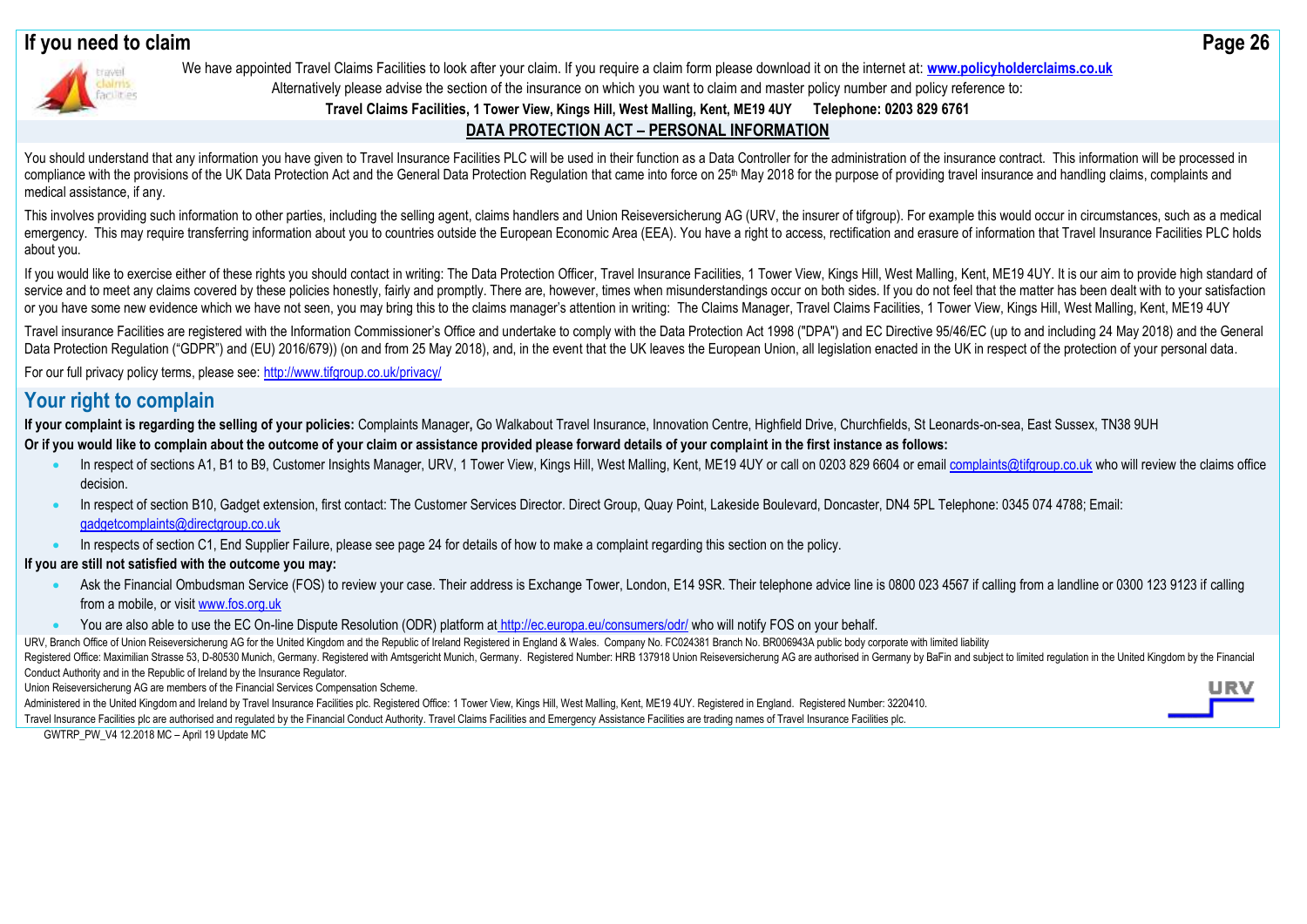# If you need to claim

We have appointed Travel Claims Facilities to look after your claim. If you require a claim form please download it on the internet at: **www.policyholderclaims.co.uk**

Alternatively please advise the section of the insurance on which you want to claim and master policy number and policy reference to:

**Travel Claims Facilities, 1 Tower View, Kings Hill, West Malling, Kent, ME19 4UY Telephone: 0203 829 6761**

## DATA PROTECTION ACT – PERSONAL INFORMATION

You should understand that any information you have given to Travel Insurance Facilities PLC will be used in their function as a Data Controller for the administration of the insurance contract. This information will be processed in compliance with the provisions of the UK Data Protection Act and the General Data Protection Regulation that came into force on 25th May 2018 for the purpose of providing travel insurance and handling claims, complaints and medical assistance, if any.

This involves providing such information to other parties, including the selling agent, claims handlers and Union Reiseversicherung AG (URV, the insurer of tifgroup). For example this would occur in circumstances, such as a medical emergency. This may require transferring information about you to countries outside the European Economic Area (EEA). You have a right to access, rectification and erasure of information that Travel Insurance Facilities PLC holds about you.

If you would like to exercise either of these rights you should contact in writing: The Data Protection Officer, Travel Insurance Facilities, 1 Tower View, Kings Hill, West Malling, Kent, ME19 4UY. It is our aim to provide high standard of service and to meet any claims covered by these policies honestly, fairly and promptly. There are, however, times when misunderstandings occur on both sides. If you do not feel that the matter has been dealt with to your satisfaction or you have some new evidence which we have not seen, you may bring this to the claims manager's attention in writing: The Claims Manager, Travel Claims Facilities, 1 Tower View, Kings Hill, West Malling, Kent, ME19 4UY

Travel insurance Facilities are registered with the Information Commissioner's Office and undertake to comply with the Data Protection Act 1998 ("DPA") and EC Directive 95/46/EC (up to and including 24 May 2018) and the General Data Protection Regulation ("GDPR") and (EU) 2016/679)) (on and from 25 May 2018), and, in the event that the UK leaves the European Union, all legislation enacted in the UK in respect of the protection of your personal data.

For our full privacy policy terms, please see: http://www.tifgroup.co.uk/privacy/

## Your right to complain

**If your complaint is regarding the selling of your policies:** Complaints Manager, Go Walkabout Travel Insurance, Innovation Centre, Highfield Drive, Churchfields, St Leonards-on-sea, East Sussex, TN38 9UH

**Or if you would like to complain about the outcome of your claim or assistance provided please forward details of your complaint in the first instance as follows:**

- In respect of sections A1, B1 to B9, Customer Insights Manager, URV, 1 Tower View, Kings Hill, West Malling, Kent, ME19 4UY or call on 0203 829 6604 or email complaints@tifgroup.co.uk who will review the claims office decision.
- In respect of section B10, Gadget extension, first contact: The Customer Services Director. Direct Group, Quay Point, Lakeside Boulevard, Doncaster, DN4 5PL Telephone: 0345 074 4788; Email: gadgetcomplaints@directgroup.co.uk
- In respects of section C1, End Supplier Failure, please see page 24 for details of how to make a complaint regarding this section on the policy.

**If you are still not satisfied with the outcome you may:**

- Ask the Financial Ombudsman Service (FOS) to review your case. Their address is Exchange Tower, London, E14 9SR. Their telephone advice line is 0800 023 4567 if calling from a landline or 0300 123 9123 if calling from a mobile, or visit www.fos.org.uk
- You are also able to use the EC On-line Dispute Resolution (ODR) platform at http://ec.europa.eu/consumers/odr/ who will notify FOS on your behalf.

URV, Branch Office of Union Reiseversicherung AG for the United Kingdom and the Republic of Ireland Registered in England & Wales. Company No. FC024381 Branch No. BR006943A public body corporate with limited liability

Registered Office: Maximilian Strasse 53, D-80530 Munich, Germany. Registered with Amtsgericht Munich, Germany. Registered Number: HRB 137918 Union Reiseversicherung AG are authorised in Germany by BaFin and subject to limited regulation in the United Kingdom by the Financial Conduct Authority and in the Republic of Ireland by the Insurance Regulator.

Union Reiseversicherung AG are members of the Financial Services Compensation Scheme.

Administered in the United Kingdom and Ireland by Travel Insurance Facilities plc. Registered Office: 1 Tower View, Kings Hill, West Malling, Kent, ME19 4UY. Registered in England. Registered Number: 3220410.

Travel Insurance Facilities plc are authorised and regulated by the Financial Conduct Authority. Travel Claims Facilities and Emergency Assistance Facilities are trading names of Travel Insurance Facilities plc.

GWTRP_PW_V4 12.2018 MC – April 19 Update MC